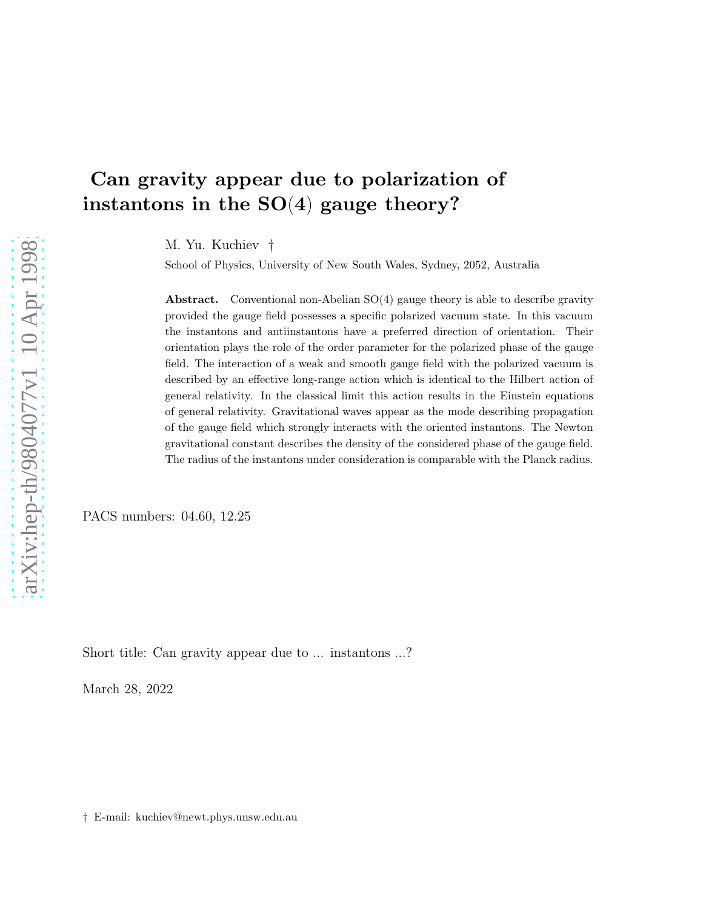# Can gravity appear due to polarization of instantons in the SO(4) gauge theory?

M. Yu. Kuchiev †

School of Physics, University of New South Wales, Sydney, 2052, Australia

**Abstract.** Conventional non-Abelian SO(4) gauge theory is able to describe gravity provided the gauge field possesses a specific polarized vacuum state. In this vacuum the instantons and antiinstantons have a preferred direction of orientation. Their orientation plays the role of the order parameter for the polarized phase of the gauge field. The interaction of a weak and smooth gauge field with the polarized vacuum is described by an effective long-range action which is identical to the Hilbert action of general relativity. In the classical limit this action results in the Einstein equations of general relativity. Gravitational waves appear as the mode describing propagation of the gauge field which strongly interacts with the oriented instantons. The Newton gravitational constant describes the density of the considered phase of the gauge field. The radius of the instantons under consideration is comparable with the Planck radius.

PACS numbers: 04.60, 12.25

Short title: Can gravity appear due to ... instantons ...?

March 28, 2022

† E-mail: kuchiev@newt.phys.unsw.edu.au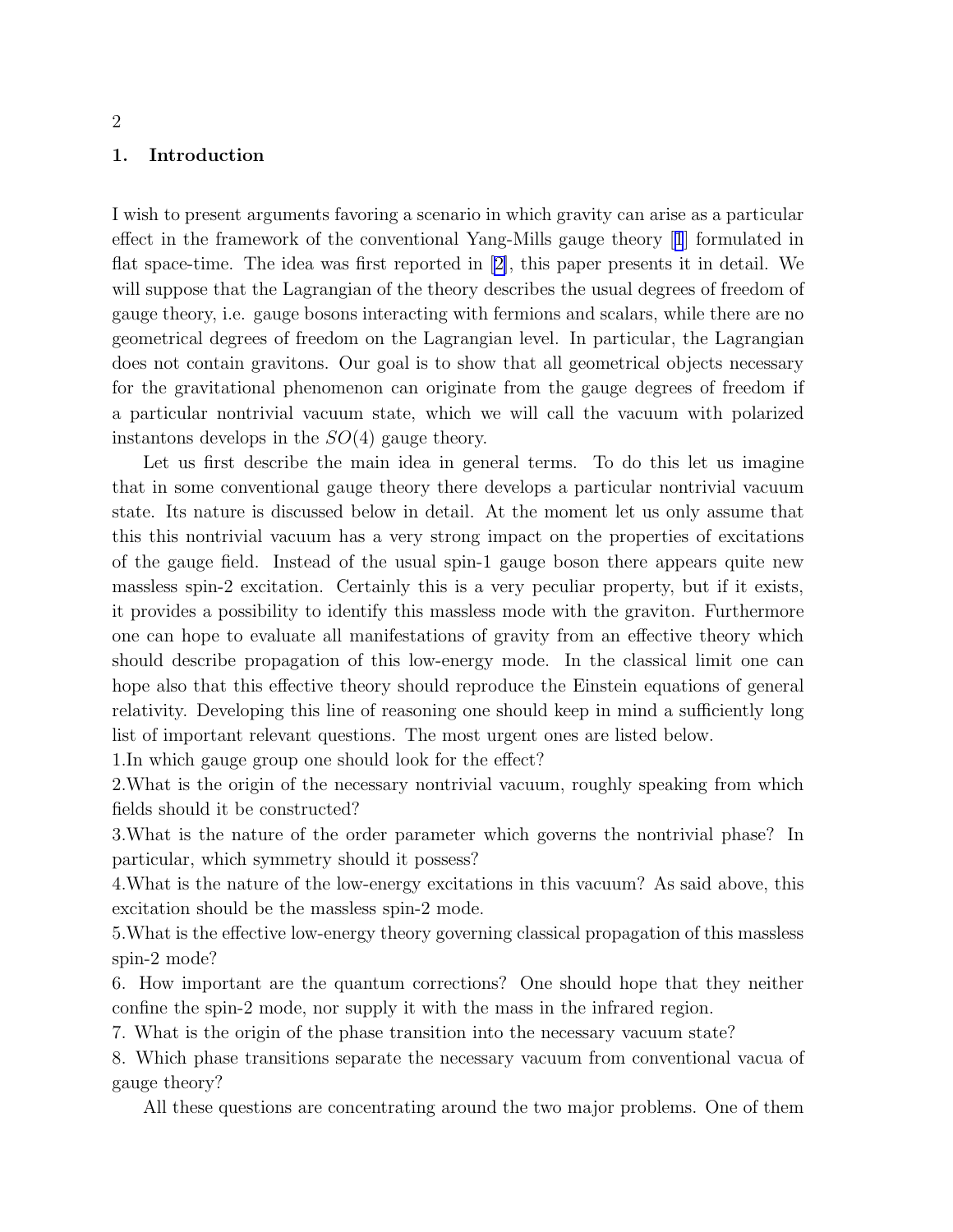## 1. Introduction

I wish to present arguments favoring a scenario in which gravity can arise as a particular effect in the framework of the conventional Yang-Mills gauge theory [1] formulated in flat space-time. The idea was first reported in [2], this paper presents it in detail. We will suppose that the Lagrangian of the theory describes the usual degrees of freedom of gauge theory, i.e. gauge bosons interacting with fermions and scalars, while there are no geometrical degrees of freedom on the Lagrangian level. In particular, the Lagrangian does not contain gravitons. Our goal is to show that all geometrical objects necessary for the gravitational phenomenon can originate from the gauge degrees of freedom if a particular nontrivial vacuum state, which we will call the vacuum with polarized instantons develops in the $SO(4)$ gauge theory.

Let us first describe the main idea in general terms. To do this let us imagine that in some conventional gauge theory there develops a particular nontrivial vacuum state. Its nature is discussed below in detail. At the moment let us only assume that this this nontrivial vacuum has a very strong impact on the properties of excitations of the gauge field. Instead of the usual spin-1 gauge boson there appears quite new massless spin-2 excitation. Certainly this is a very peculiar property, but if it exists, it provides a possibility to identify this massless mode with the graviton. Furthermore one can hope to evaluate all manifestations of gravity from an effective theory which should describe propagation of this low-energy mode. In the classical limit one can hope also that this effective theory should reproduce the Einstein equations of general relativity. Developing this line of reasoning one should keep in mind a sufficiently long list of important relevant questions. The most urgent ones are listed below.

1.In which gauge group one should look for the effect?

2.What is the origin of the necessary nontrivial vacuum, roughly speaking from which fields should it be constructed?

3.What is the nature of the order parameter which governs the nontrivial phase? In particular, which symmetry should it possess?

4.What is the nature of the low-energy excitations in this vacuum? As said above, this excitation should be the massless spin-2 mode.

5.What is the effective low-energy theory governing classical propagation of this massless spin-2 mode?

6. How important are the quantum corrections? One should hope that they neither confine the spin-2 mode, nor supply it with the mass in the infrared region.

7. What is the origin of the phase transition into the necessary vacuum state?

8. Which phase transitions separate the necessary vacuum from conventional vacua of gauge theory?

All these questions are concentrating around the two major problems. One of them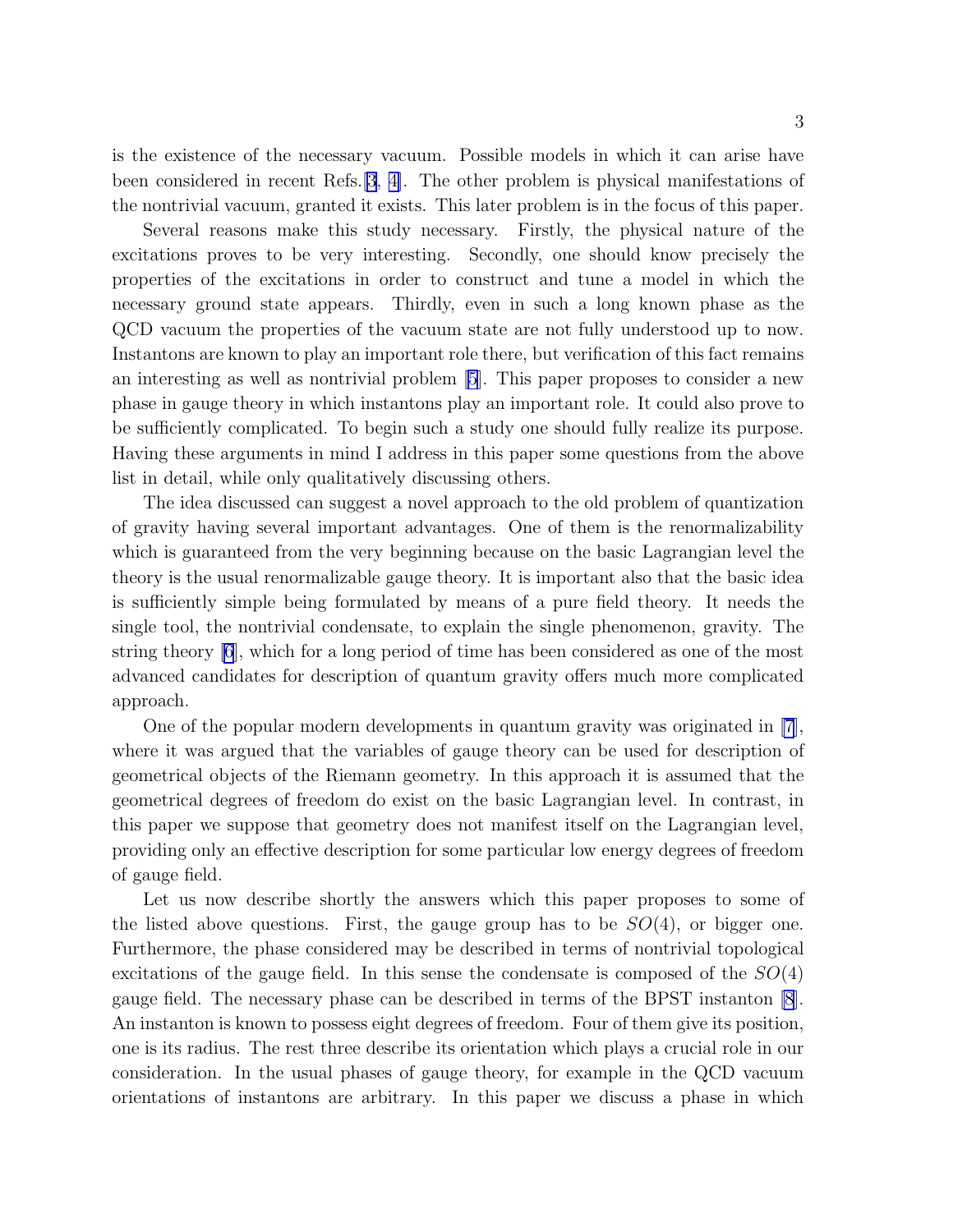is the existence of the necessary vacuum. Possible models in which it can arise have been considered in recent Refs.[3, 4]. The other problem is physical manifestations of the nontrivial vacuum, granted it exists. This later problem is in the focus of this paper.

Several reasons make this study necessary. Firstly, the physical nature of the excitations proves to be very interesting. Secondly, one should know precisely the properties of the excitations in order to construct and tune a model in which the necessary ground state appears. Thirdly, even in such a long known phase as the QCD vacuum the properties of the vacuum state are not fully understood up to now. Instantons are known to play an important role there, but verification of this fact remains an interesting as well as nontrivial problem [5]. This paper proposes to consider a new phase in gauge theory in which instantons play an important role. It could also prove to be sufficiently complicated. To begin such a study one should fully realize its purpose. Having these arguments in mind I address in this paper some questions from the above list in detail, while only qualitatively discussing others.

The idea discussed can suggest a novel approach to the old problem of quantization of gravity having several important advantages. One of them is the renormalizability which is guaranteed from the very beginning because on the basic Lagrangian level the theory is the usual renormalizable gauge theory. It is important also that the basic idea is sufficiently simple being formulated by means of a pure field theory. It needs the single tool, the nontrivial condensate, to explain the single phenomenon, gravity. The string theory [6], which for a long period of time has been considered as one of the most advanced candidates for description of quantum gravity offers much more complicated approach.

One of the popular modern developments in quantum gravity was originated in [7], where it was argued that the variables of gauge theory can be used for description of geometrical objects of the Riemann geometry. In this approach it is assumed that the geometrical degrees of freedom do exist on the basic Lagrangian level. In contrast, in this paper we suppose that geometry does not manifest itself on the Lagrangian level, providing only an effective description for some particular low energy degrees of freedom of gauge field.

Let us now describe shortly the answers which this paper proposes to some of the listed above questions. First, the gauge group has to be $SO(4)$, or bigger one. Furthermore, the phase considered may be described in terms of nontrivial topological excitations of the gauge field. In this sense the condensate is composed of the $SO(4)$ gauge field. The necessary phase can be described in terms of the BPST instanton [8]. An instanton is known to possess eight degrees of freedom. Four of them give its position, one is its radius. The rest three describe its orientation which plays a crucial role in our consideration. In the usual phases of gauge theory, for example in the QCD vacuum orientations of instantons are arbitrary. In this paper we discuss a phase in which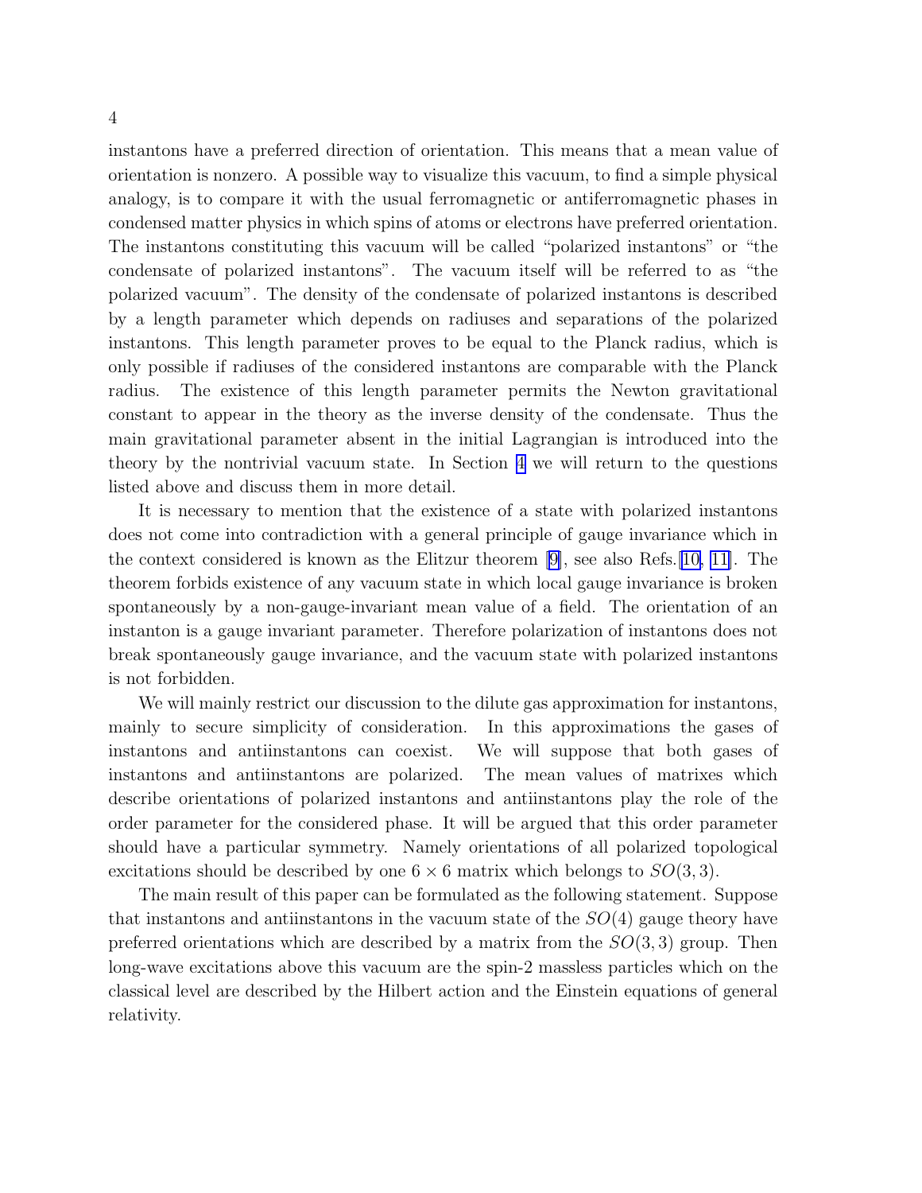instantons have a preferred direction of orientation. This means that a mean value of orientation is nonzero. A possible way to visualize this vacuum, to find a simple physical analogy, is to compare it with the usual ferromagnetic or antiferromagnetic phases in condensed matter physics in which spins of atoms or electrons have preferred orientation. The instantons constituting this vacuum will be called "polarized instantons" or "the condensate of polarized instantons". The vacuum itself will be referred to as "the polarized vacuum". The density of the condensate of polarized instantons is described by a length parameter which depends on radiuses and separations of the polarized instantons. This length parameter proves to be equal to the Planck radius, which is only possible if radiuses of the considered instantons are comparable with the Planck radius. The existence of this length parameter permits the Newton gravitational constant to appear in the theory as the inverse density of the condensate. Thus the main gravitational parameter absent in the initial Lagrangian is introduced into the theory by the nontrivial vacuum state. In Section 4 we will return to the questions listed above and discuss them in more detail.

It is necessary to mention that the existence of a state with polarized instantons does not come into contradiction with a general principle of gauge invariance which in the context considered is known as the Elitzur theorem [9], see also Refs.[10, 11]. The theorem forbids existence of any vacuum state in which local gauge invariance is broken spontaneously by a non-gauge-invariant mean value of a field. The orientation of an instanton is a gauge invariant parameter. Therefore polarization of instantons does not break spontaneously gauge invariance, and the vacuum state with polarized instantons is not forbidden.

We will mainly restrict our discussion to the dilute gas approximation for instantons, mainly to secure simplicity of consideration. In this approximations the gases of instantons and antiinstantons can coexist. We will suppose that both gases of instantons and antiinstantons are polarized. The mean values of matrixes which describe orientations of polarized instantons and antiinstantons play the role of the order parameter for the considered phase. It will be argued that this order parameter should have a particular symmetry. Namely orientations of all polarized topological excitations should be described by one $6 \times 6$ matrix which belongs to $SO(3,3)$.

The main result of this paper can be formulated as the following statement. Suppose that instantons and antiinstantons in the vacuum state of the $SO(4)$ gauge theory have preferred orientations which are described by a matrix from the $SO(3,3)$ group. Then long-wave excitations above this vacuum are the spin-2 massless particles which on the classical level are described by the Hilbert action and the Einstein equations of general relativity.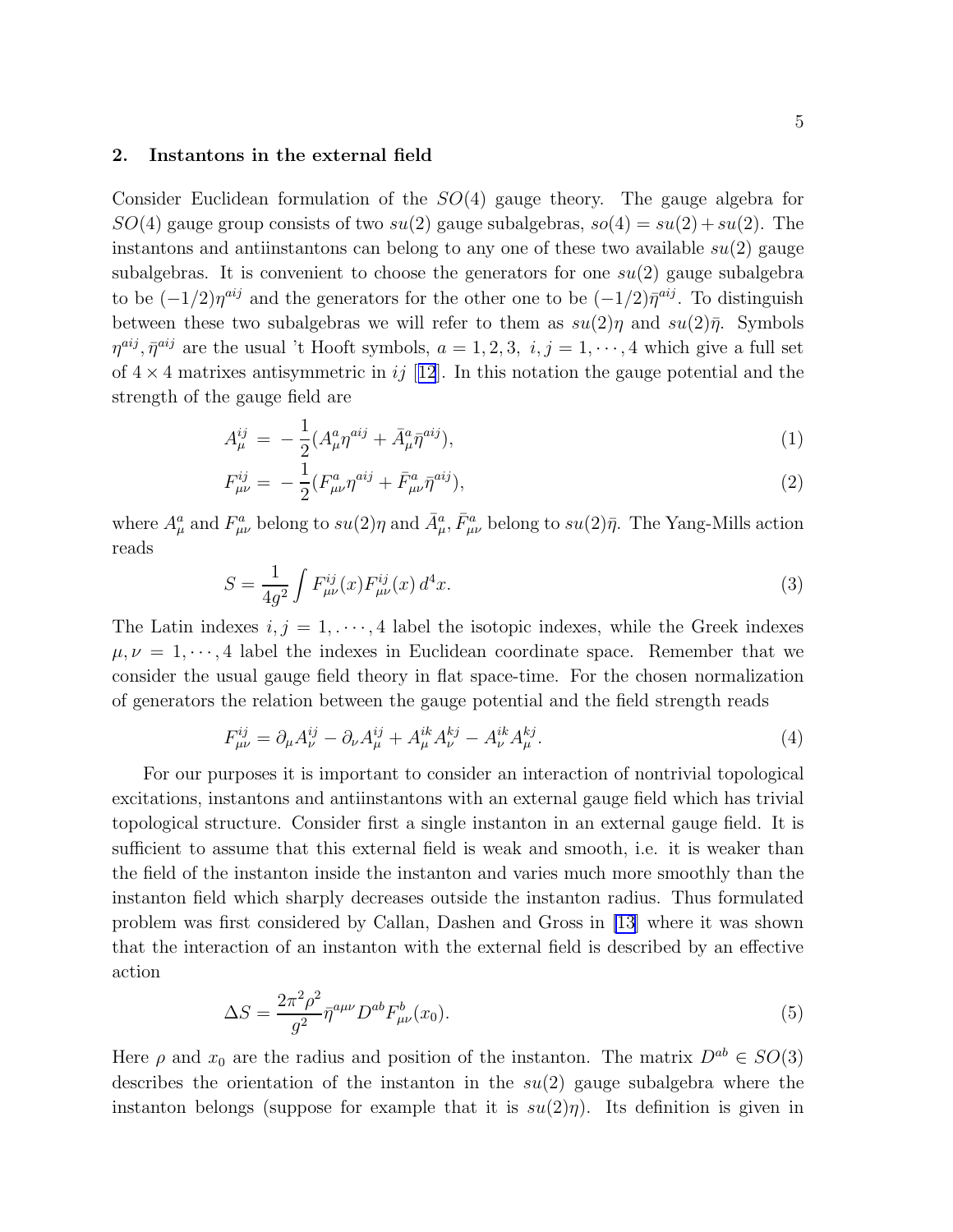## 2. Instantons in the external field

Consider Euclidean formulation of the $SO(4)$ gauge theory. The gauge algebra for $SO(4)$ gauge group consists of two $su(2)$ gauge subalgebras, $so(4) = su(2) + su(2)$. The instantons and antiinstantons can belong to any one of these two available $su(2)$ gauge subalgebras. It is convenient to choose the generators for one $su(2)$ gauge subalgebra to be $(-1/2)\eta^{aij}$ and the generators for the other one to be $(-1/2)\bar{\eta}^{aij}$. To distinguish between these two subalgebras we will refer to them as $su(2)\eta$ and $su(2)\bar{\eta}$. Symbols $\eta^{aij}, \bar{\eta}^{aij}$ are the usual 't Hooft symbols, $a = 1, 2, 3,\ i, j = 1, \cdots, 4$ which give a full set of $4 \times 4$ matrixes antisymmetric in $ij$ [12]. In this notation the gauge potential and the strength of the gauge field are

$$A_\mu^{ij} = -\frac{1}{2}(A_\mu^a \eta^{aij} + \bar{A}_\mu^a \bar{\eta}^{aij}), \tag{1}$$

$$F_{\mu\nu}^{ij} = -\frac{1}{2}(F_{\mu\nu}^a \eta^{aij} + \bar{F}_{\mu\nu}^a \bar{\eta}^{aij}), \tag{2}$$

where $A_\mu^a$ and $F_{\mu\nu}^a$ belong to $su(2)\eta$ and $\bar{A}_\mu^a, \bar{F}_{\mu\nu}^a$ belong to $su(2)\bar{\eta}$. The Yang-Mills action reads

$$S = \frac{1}{4g^2} \int F_{\mu\nu}^{ij}(x) F_{\mu\nu}^{ij}(x)\, d^4x. \tag{3}$$

The Latin indexes $i, j = 1, \cdot \cdot \cdot, 4$ label the isotopic indexes, while the Greek indexes $\mu, \nu = 1, \cdots, 4$ label the indexes in Euclidean coordinate space. Remember that we consider the usual gauge field theory in flat space-time. For the chosen normalization of generators the relation between the gauge potential and the field strength reads

$$F_{\mu\nu}^{ij} = \partial_\mu A_\nu^{ij} - \partial_\nu A_\mu^{ij} + A_\mu^{ik} A_\nu^{kj} - A_\nu^{ik} A_\mu^{kj}. \tag{4}$$

For our purposes it is important to consider an interaction of nontrivial topological excitations, instantons and antiinstantons with an external gauge field which has trivial topological structure. Consider first a single instanton in an external gauge field. It is sufficient to assume that this external field is weak and smooth, i.e. it is weaker than the field of the instanton inside the instanton and varies much more smoothly than the instanton field which sharply decreases outside the instanton radius. Thus formulated problem was first considered by Callan, Dashen and Gross in [13] where it was shown that the interaction of an instanton with the external field is described by an effective action

$$\Delta S = \frac{2\pi^2 \rho^2}{g^2} \bar{\eta}^{a\mu\nu} D^{ab} F_{\mu\nu}^b(x_0). \tag{5}$$

Here $\rho$ and $x_0$ are the radius and position of the instanton. The matrix $D^{ab} \in SO(3)$ describes the orientation of the instanton in the $su(2)$ gauge subalgebra where the instanton belongs (suppose for example that it is $su(2)\eta$). Its definition is given in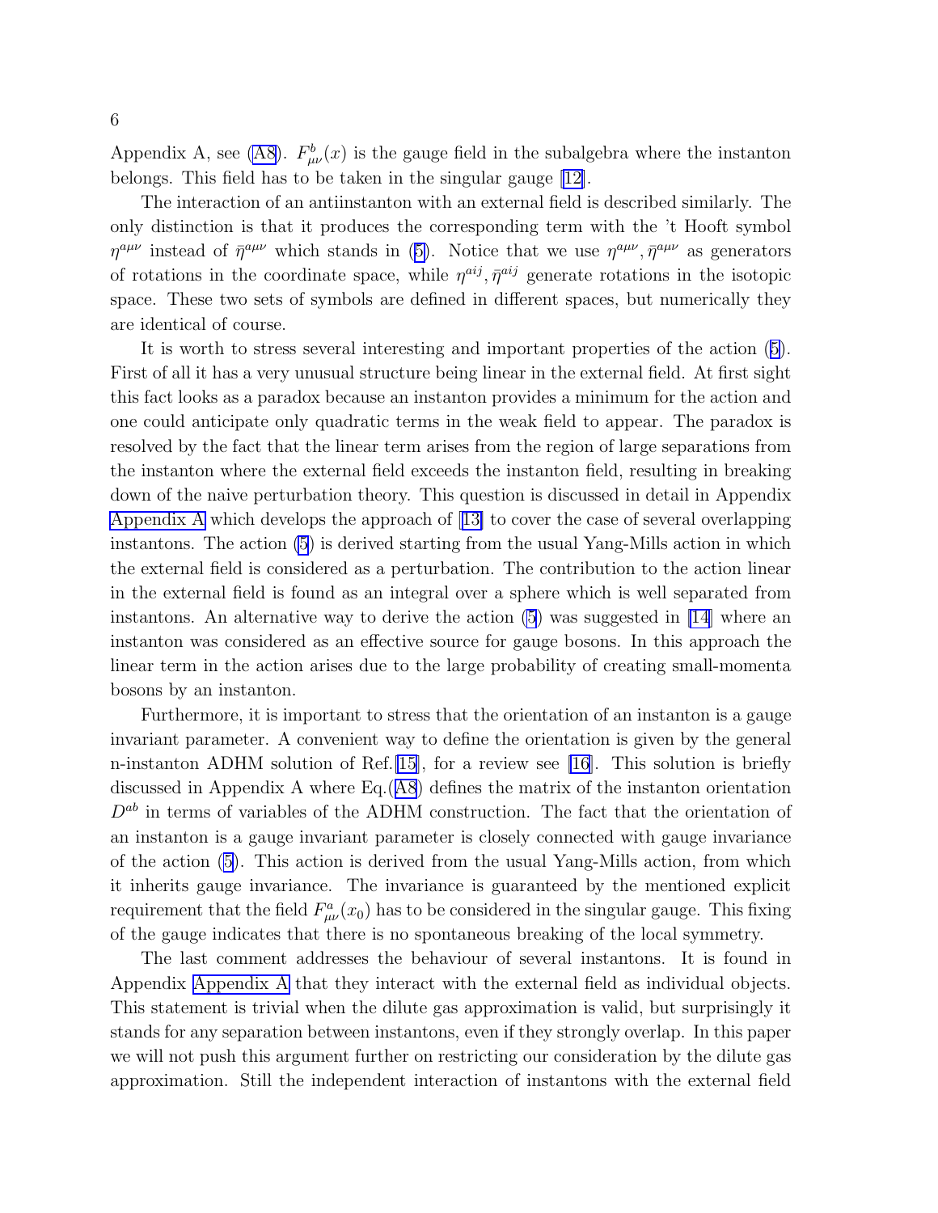Appendix A, see (A8). $F^b_{\mu\nu}(x)$ is the gauge field in the subalgebra where the instanton belongs. This field has to be taken in the singular gauge [12].

The interaction of an antiinstanton with an external field is described similarly. The only distinction is that it produces the corresponding term with the 't Hooft symbol $\eta^{a\mu\nu}$ instead of $\bar{\eta}^{a\mu\nu}$ which stands in (5). Notice that we use $\eta^{a\mu\nu}, \bar{\eta}^{a\mu\nu}$ as generators of rotations in the coordinate space, while $\eta^{aij}, \bar{\eta}^{aij}$ generate rotations in the isotopic space. These two sets of symbols are defined in different spaces, but numerically they are identical of course.

It is worth to stress several interesting and important properties of the action (5). First of all it has a very unusual structure being linear in the external field. At first sight this fact looks as a paradox because an instanton provides a minimum for the action and one could anticipate only quadratic terms in the weak field to appear. The paradox is resolved by the fact that the linear term arises from the region of large separations from the instanton where the external field exceeds the instanton field, resulting in breaking down of the naive perturbation theory. This question is discussed in detail in Appendix Appendix A which develops the approach of [13] to cover the case of several overlapping instantons. The action (5) is derived starting from the usual Yang-Mills action in which the external field is considered as a perturbation. The contribution to the action linear in the external field is found as an integral over a sphere which is well separated from instantons. An alternative way to derive the action (5) was suggested in [14] where an instanton was considered as an effective source for gauge bosons. In this approach the linear term in the action arises due to the large probability of creating small-momenta bosons by an instanton.

Furthermore, it is important to stress that the orientation of an instanton is a gauge invariant parameter. A convenient way to define the orientation is given by the general n-instanton ADHM solution of Ref.[15], for a review see [16]. This solution is briefly discussed in Appendix A where Eq.(A8) defines the matrix of the instanton orientation $D^{ab}$ in terms of variables of the ADHM construction. The fact that the orientation of an instanton is a gauge invariant parameter is closely connected with gauge invariance of the action (5). This action is derived from the usual Yang-Mills action, from which it inherits gauge invariance. The invariance is guaranteed by the mentioned explicit requirement that the field $F^a_{\mu\nu}(x_0)$ has to be considered in the singular gauge. This fixing of the gauge indicates that there is no spontaneous breaking of the local symmetry.

The last comment addresses the behaviour of several instantons. It is found in Appendix Appendix A that they interact with the external field as individual objects. This statement is trivial when the dilute gas approximation is valid, but surprisingly it stands for any separation between instantons, even if they strongly overlap. In this paper we will not push this argument further on restricting our consideration by the dilute gas approximation. Still the independent interaction of instantons with the external field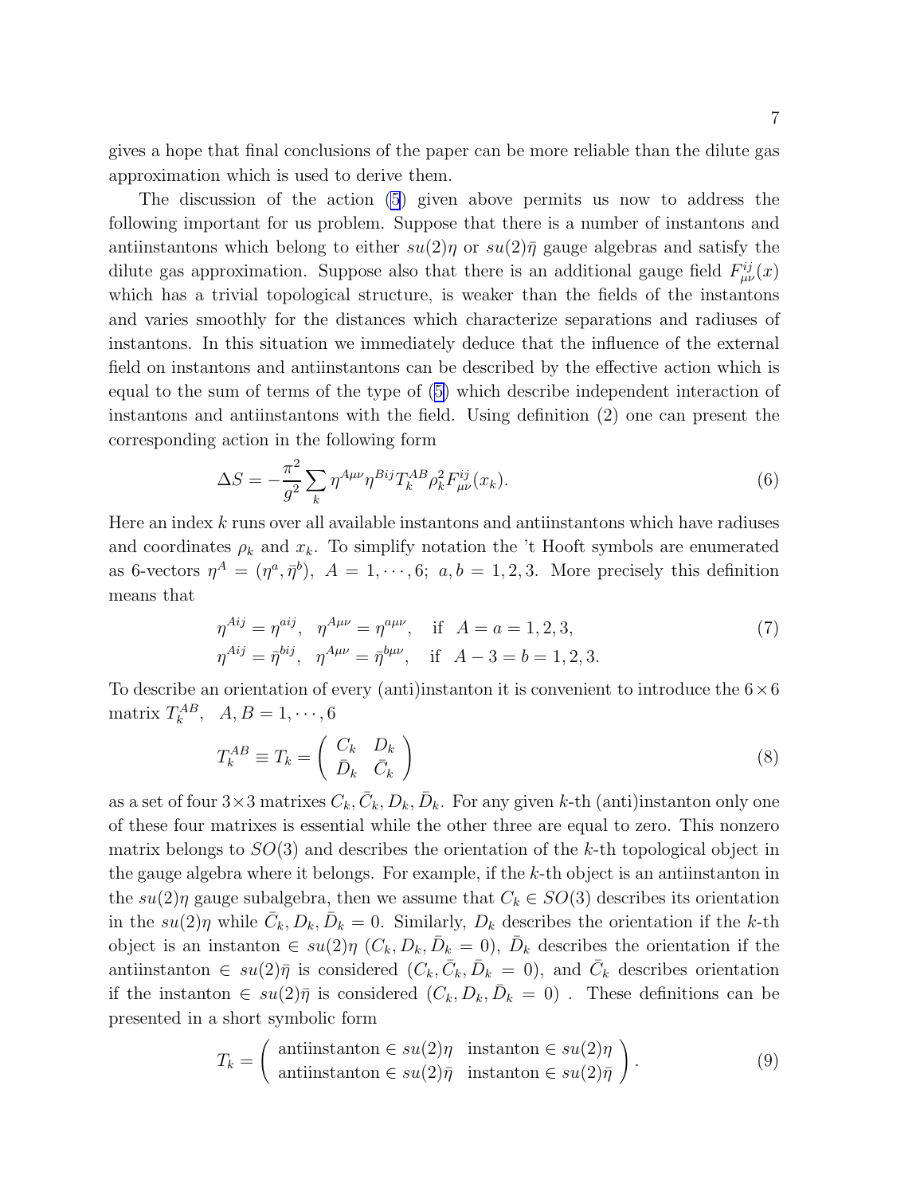gives a hope that final conclusions of the paper can be more reliable than the dilute gas approximation which is used to derive them.

The discussion of the action (5) given above permits us now to address the following important for us problem. Suppose that there is a number of instantons and antiinstantons which belong to either $su(2)\eta$ or $su(2)\bar\eta$ gauge algebras and satisfy the dilute gas approximation. Suppose also that there is an additional gauge field $F^{ij}_{\mu\nu}(x)$ which has a trivial topological structure, is weaker than the fields of the instantons and varies smoothly for the distances which characterize separations and radiuses of instantons. In this situation we immediately deduce that the influence of the external field on instantons and antiinstantons can be described by the effective action which is equal to the sum of terms of the type of (5) which describe independent interaction of instantons and antiinstantons with the field. Using definition (2) one can present the corresponding action in the following form

$$\Delta S = -\frac{\pi^2}{g^2}\sum_k \eta^{A\mu\nu}\eta^{Bij}T^{AB}_k\rho_k^2 F^{ij}_{\mu\nu}(x_k). \tag{6}$$

Here an index $k$ runs over all available instantons and antiinstantons which have radiuses and coordinates $\rho_k$ and $x_k$. To simplify notation the 't Hooft symbols are enumerated as 6-vectors $\eta^A = (\eta^a, \bar\eta^b),\ A = 1, \cdots, 6;\ a, b = 1, 2, 3$. More precisely this definition means that

$$\begin{aligned}
&\eta^{Aij} = \eta^{aij}, \quad \eta^{A\mu\nu} = \eta^{a\mu\nu}, \quad \text{if} \quad A = a = 1, 2, 3, \\
&\eta^{Aij} = \bar\eta^{bij}, \quad \eta^{A\mu\nu} = \bar\eta^{b\mu\nu}, \quad \text{if} \quad A - 3 = b = 1, 2, 3.
\end{aligned} \tag{7}$$

To describe an orientation of every (anti)instanton it is convenient to introduce the $6\times 6$ matrix $T^{AB}_k,\ \ A, B = 1, \cdots, 6$

$$T^{AB}_k \equiv T_k = \begin{pmatrix} C_k & D_k \\ \bar D_k & \bar C_k \end{pmatrix} \tag{8}$$

as a set of four $3\times 3$ matrixes $C_k, \bar C_k, D_k, \bar D_k$. For any given $k$-th (anti)instanton only one of these four matrixes is essential while the other three are equal to zero. This nonzero matrix belongs to $SO(3)$ and describes the orientation of the $k$-th topological object in the gauge algebra where it belongs. For example, if the $k$-th object is an antiinstanton in the $su(2)\eta$ gauge subalgebra, then we assume that $C_k \in SO(3)$ describes its orientation in the $su(2)\eta$ while $\bar C_k, D_k, \bar D_k = 0$. Similarly, $D_k$ describes the orientation if the $k$-th object is an instanton $\in su(2)\eta$ ($C_k, D_k, \bar D_k = 0$), $\bar D_k$ describes the orientation if the antiinstanton $\in su(2)\bar\eta$ is considered ($C_k, \bar C_k, \bar D_k = 0$), and $\bar C_k$ describes orientation if the instanton $\in su(2)\bar\eta$ is considered ($C_k, D_k, \bar D_k = 0$) . These definitions can be presented in a short symbolic form

$$T_k = \begin{pmatrix} \text{antiinstanton} \in su(2)\eta & \text{instanton} \in su(2)\eta \\ \text{antiinstanton} \in su(2)\bar\eta & \text{instanton} \in su(2)\bar\eta \end{pmatrix}. \tag{9}$$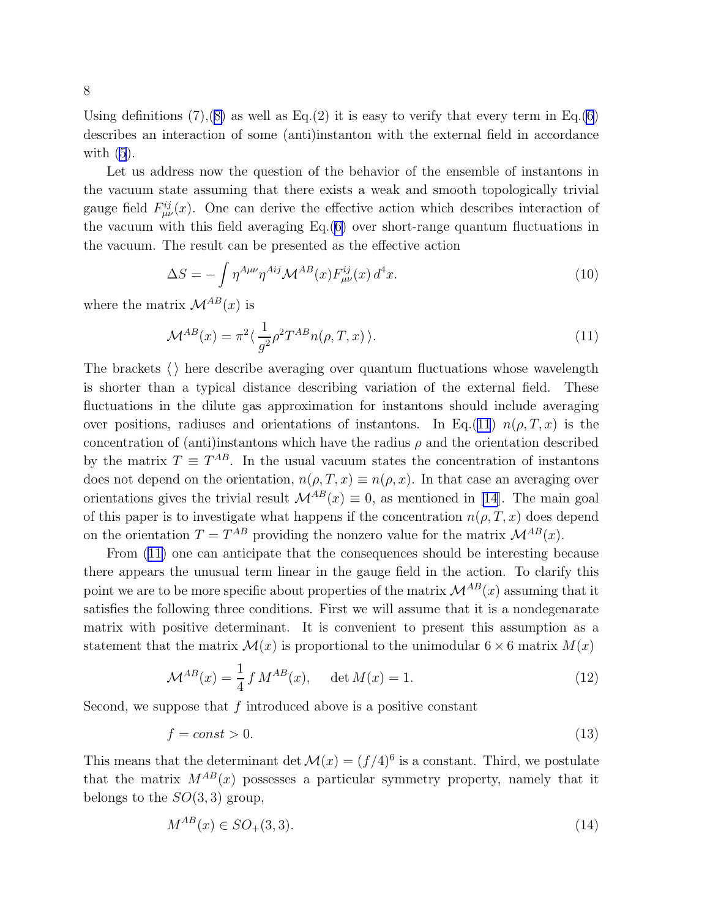Using definitions (7),(8) as well as Eq.(2) it is easy to verify that every term in Eq.(6) describes an interaction of some (anti)instanton with the external field in accordance with (5).

Let us address now the question of the behavior of the ensemble of instantons in the vacuum state assuming that there exists a weak and smooth topologically trivial gauge field $F^{ij}_{\mu\nu}(x)$. One can derive the effective action which describes interaction of the vacuum with this field averaging Eq.(6) over short-range quantum fluctuations in the vacuum. The result can be presented as the effective action

$$\Delta S = -\int \eta^{A\mu\nu}\eta^{Aij}\mathcal{M}^{AB}(x)F^{ij}_{\mu\nu}(x)\, d^4x. \tag{10}$$

where the matrix $\mathcal{M}^{AB}(x)$ is

$$\mathcal{M}^{AB}(x) = \pi^2 \langle \frac{1}{g^2}\rho^2 T^{AB} n(\rho, T, x) \rangle. \tag{11}$$

The brackets $\langle\,\rangle$ here describe averaging over quantum fluctuations whose wavelength is shorter than a typical distance describing variation of the external field. These fluctuations in the dilute gas approximation for instantons should include averaging over positions, radiuses and orientations of instantons. In Eq.(11) $n(\rho, T, x)$ is the concentration of (anti)instantons which have the radius $\rho$ and the orientation described by the matrix $T \equiv T^{AB}$. In the usual vacuum states the concentration of instantons does not depend on the orientation, $n(\rho, T, x) \equiv n(\rho, x)$. In that case an averaging over orientations gives the trivial result $\mathcal{M}^{AB}(x) \equiv 0$, as mentioned in [14]. The main goal of this paper is to investigate what happens if the concentration $n(\rho, T, x)$ does depend on the orientation $T = T^{AB}$ providing the nonzero value for the matrix $\mathcal{M}^{AB}(x)$.

From (11) one can anticipate that the consequences should be interesting because there appears the unusual term linear in the gauge field in the action. To clarify this point we are to be more specific about properties of the matrix $\mathcal{M}^{AB}(x)$ assuming that it satisfies the following three conditions. First we will assume that it is a nondegenarate matrix with positive determinant. It is convenient to present this assumption as a statement that the matrix $\mathcal{M}(x)$ is proportional to the unimodular $6\times 6$ matrix $M(x)$

$$\mathcal{M}^{AB}(x) = \frac{1}{4}\, f\, M^{AB}(x), \qquad \det M(x) = 1. \tag{12}$$

Second, we suppose that $f$ introduced above is a positive constant

$$f = const > 0. \tag{13}$$

This means that the determinant $\det \mathcal{M}(x) = (f/4)^6$ is a constant. Third, we postulate that the matrix $M^{AB}(x)$ possesses a particular symmetry property, namely that it belongs to the $SO(3,3)$ group,

$$M^{AB}(x) \in SO_+(3,3). \tag{14}$$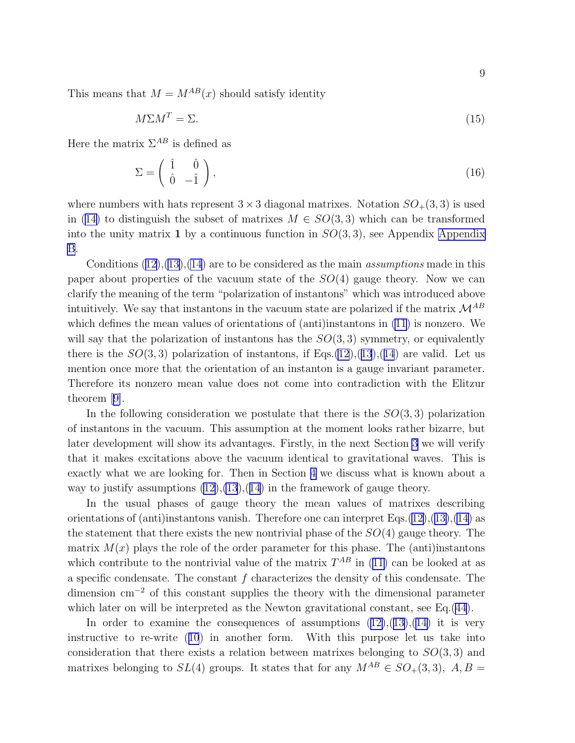This means that $M = M^{AB}(x)$ should satisfy identity

$$M \Sigma M^T = \Sigma. \tag{15}$$

Here the matrix $\Sigma^{AB}$ is defined as

$$\Sigma = \begin{pmatrix} \hat{1} & \hat{0} \\ \hat{0} & -\hat{1} \end{pmatrix}, \tag{16}$$

where numbers with hats represent $3 \times 3$ diagonal matrixes. Notation $SO_+(3,3)$ is used in (14) to distinguish the subset of matrixes $M \in SO(3,3)$ which can be transformed into the unity matrix $\mathbf{1}$ by a continuous function in $SO(3,3)$, see Appendix Appendix B.

Conditions (12),(13),(14) are to be considered as the main *assumptions* made in this paper about properties of the vacuum state of the $SO(4)$ gauge theory. Now we can clarify the meaning of the term "polarization of instantons" which was introduced above intuitively. We say that instantons in the vacuum state are polarized if the matrix $\mathcal{M}^{AB}$ which defines the mean values of orientations of (anti)instantons in (11) is nonzero. We will say that the polarization of instantons has the $SO(3,3)$ symmetry, or equivalently there is the $SO(3,3)$ polarization of instantons, if Eqs.(12),(13),(14) are valid. Let us mention once more that the orientation of an instanton is a gauge invariant parameter. Therefore its nonzero mean value does not come into contradiction with the Elitzur theorem [9].

In the following consideration we postulate that there is the $SO(3,3)$ polarization of instantons in the vacuum. This assumption at the moment looks rather bizarre, but later development will show its advantages. Firstly, in the next Section 3 we will verify that it makes excitations above the vacuum identical to gravitational waves. This is exactly what we are looking for. Then in Section 4 we discuss what is known about a way to justify assumptions (12),(13),(14) in the framework of gauge theory.

In the usual phases of gauge theory the mean values of matrixes describing orientations of (anti)instantons vanish. Therefore one can interpret Eqs.(12),(13),(14) as the statement that there exists the new nontrivial phase of the $SO(4)$ gauge theory. The matrix $M(x)$ plays the role of the order parameter for this phase. The (anti)instantons which contribute to the nontrivial value of the matrix $T^{AB}$ in (11) can be looked at as a specific condensate. The constant $f$ characterizes the density of this condensate. The dimension cm$^{-2}$ of this constant supplies the theory with the dimensional parameter which later on will be interpreted as the Newton gravitational constant, see Eq.(44).

In order to examine the consequences of assumptions (12),(13),(14) it is very instructive to re-write (10) in another form. With this purpose let us take into consideration that there exists a relation between matrixes belonging to $SO(3,3)$ and matrixes belonging to $SL(4)$ groups. It states that for any $M^{AB} \in SO_+(3,3),\ A, B =$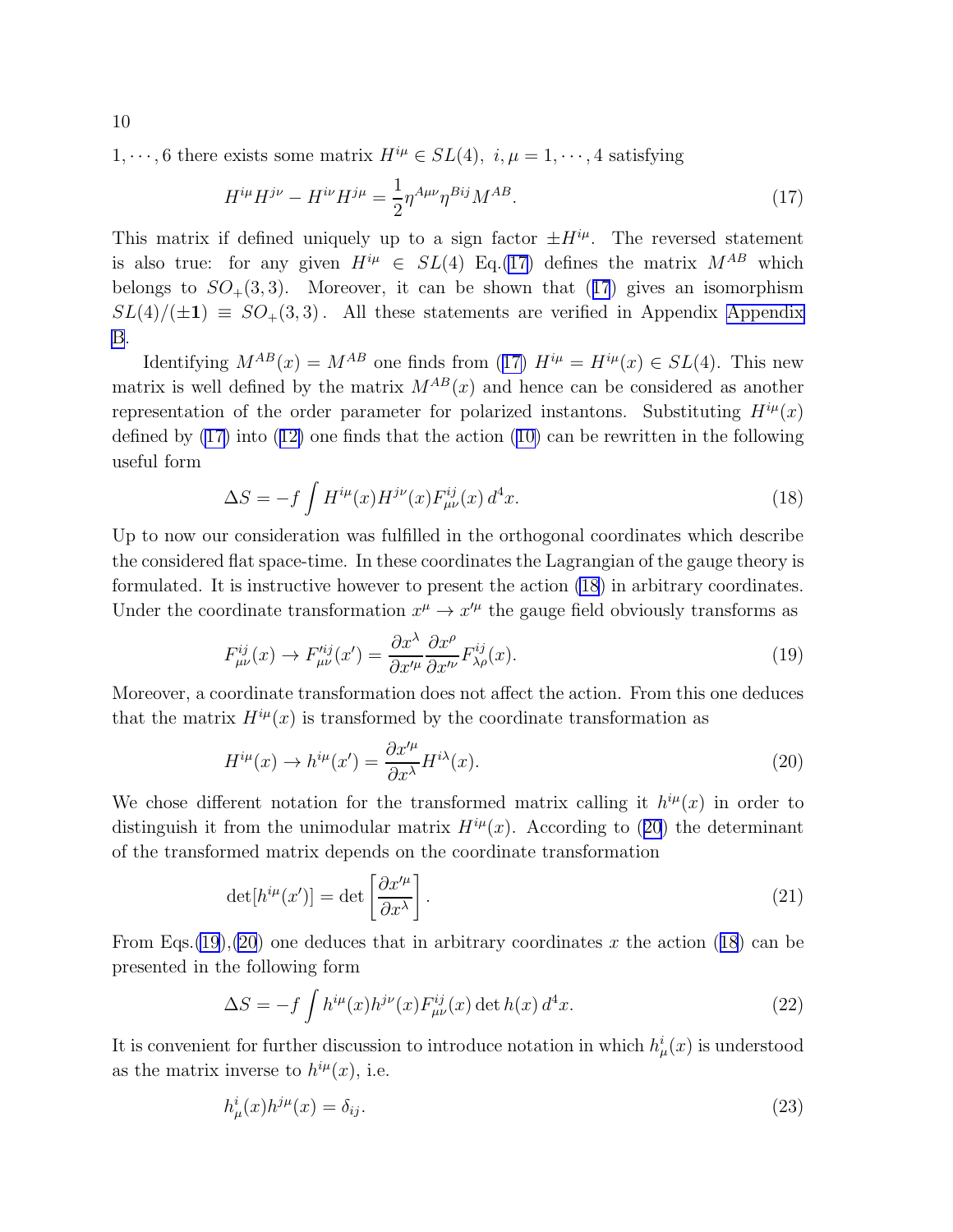$1, \cdots, 6$ there exists some matrix $H^{i\mu} \in SL(4),\ i, \mu = 1, \cdots, 4$ satisfying

$$H^{i\mu} H^{j\nu} - H^{i\nu} H^{j\mu} = \frac{1}{2} \eta^{A\mu\nu} \eta^{Bij} M^{AB}. \tag{17}$$

This matrix if defined uniquely up to a sign factor $\pm H^{i\mu}$. The reversed statement is also true: for any given $H^{i\mu} \in SL(4)$ Eq.(17) defines the matrix $M^{AB}$ which belongs to $SO_+(3,3)$. Moreover, it can be shown that (17) gives an isomorphism $SL(4)/(\pm\mathbf{1}) \equiv SO_+(3,3)$. All these statements are verified in Appendix Appendix B.

Identifying $M^{AB}(x) = M^{AB}$ one finds from (17) $H^{i\mu} = H^{i\mu}(x) \in SL(4)$. This new matrix is well defined by the matrix $M^{AB}(x)$ and hence can be considered as another representation of the order parameter for polarized instantons. Substituting $H^{i\mu}(x)$ defined by (17) into (12) one finds that the action (10) can be rewritten in the following useful form

$$\Delta S = -f \int H^{i\mu}(x) H^{j\nu}(x) F^{ij}_{\mu\nu}(x)\, d^4x. \tag{18}$$

Up to now our consideration was fulfilled in the orthogonal coordinates which describe the considered flat space-time. In these coordinates the Lagrangian of the gauge theory is formulated. It is instructive however to present the action (18) in arbitrary coordinates. Under the coordinate transformation $x^\mu \to x'^\mu$ the gauge field obviously transforms as

$$F^{ij}_{\mu\nu}(x) \to F'^{ij}_{\mu\nu}(x') = \frac{\partial x^\lambda}{\partial x'^\mu} \frac{\partial x^\rho}{\partial x'^\nu} F^{ij}_{\lambda\rho}(x). \tag{19}$$

Moreover, a coordinate transformation does not affect the action. From this one deduces that the matrix $H^{i\mu}(x)$ is transformed by the coordinate transformation as

$$H^{i\mu}(x) \to h^{i\mu}(x') = \frac{\partial x'^\mu}{\partial x^\lambda} H^{i\lambda}(x). \tag{20}$$

We chose different notation for the transformed matrix calling it $h^{i\mu}(x)$ in order to distinguish it from the unimodular matrix $H^{i\mu}(x)$. According to (20) the determinant of the transformed matrix depends on the coordinate transformation

$$\det[h^{i\mu}(x')] = \det\left[\frac{\partial x'^\mu}{\partial x^\lambda}\right]. \tag{21}$$

From Eqs.(19),(20) one deduces that in arbitrary coordinates $x$ the action (18) can be presented in the following form

$$\Delta S = -f \int h^{i\mu}(x) h^{j\nu}(x) F^{ij}_{\mu\nu}(x) \det h(x)\, d^4x. \tag{22}$$

It is convenient for further discussion to introduce notation in which $h^i_\mu(x)$ is understood as the matrix inverse to $h^{i\mu}(x)$, i.e.

$$h^i_\mu(x) h^{j\mu}(x) = \delta_{ij}. \tag{23}$$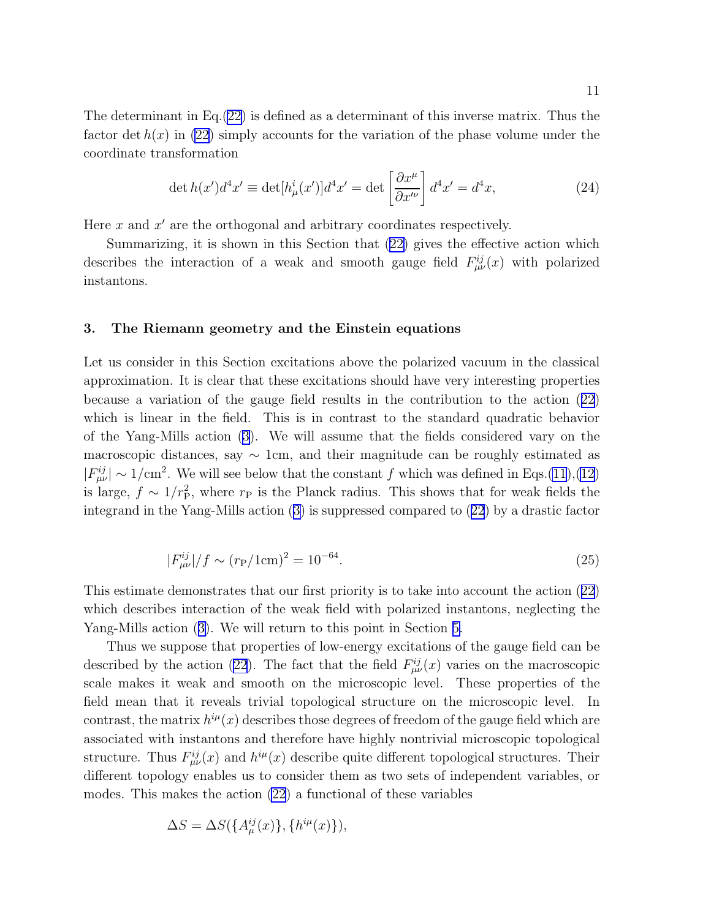The determinant in Eq.(22) is defined as a determinant of this inverse matrix. Thus the factor $\det h(x)$ in (22) simply accounts for the variation of the phase volume under the coordinate transformation

$$\det h(x') d^4x' \equiv \det[h^i_\mu(x')] d^4x' = \det\left[\frac{\partial x^\mu}{\partial x'^\nu}\right] d^4x' = d^4x, \tag{24}$$

Here $x$ and $x'$ are the orthogonal and arbitrary coordinates respectively.

Summarizing, it is shown in this Section that (22) gives the effective action which describes the interaction of a weak and smooth gauge field $F^{ij}_{\mu\nu}(x)$ with polarized instantons.

### 3. The Riemann geometry and the Einstein equations

Let us consider in this Section excitations above the polarized vacuum in the classical approximation. It is clear that these excitations should have very interesting properties because a variation of the gauge field results in the contribution to the action (22) which is linear in the field. This is in contrast to the standard quadratic behavior of the Yang-Mills action (3). We will assume that the fields considered vary on the macroscopic distances, say $\sim$ 1cm, and their magnitude can be roughly estimated as $|F^{ij}_{\mu\nu}| \sim 1/\mathrm{cm}^2$. We will see below that the constant $f$ which was defined in Eqs.(11),(12) is large, $f \sim 1/r_\mathrm{P}^2$, where $r_\mathrm{P}$ is the Planck radius. This shows that for weak fields the integrand in the Yang-Mills action (3) is suppressed compared to (22) by a drastic factor

$$|F^{ij}_{\mu\nu}|/f \sim (r_\mathrm{P}/1\mathrm{cm})^2 = 10^{-64}. \tag{25}$$

This estimate demonstrates that our first priority is to take into account the action (22) which describes interaction of the weak field with polarized instantons, neglecting the Yang-Mills action (3). We will return to this point in Section 5.

Thus we suppose that properties of low-energy excitations of the gauge field can be described by the action (22). The fact that the field $F^{ij}_{\mu\nu}(x)$ varies on the macroscopic scale makes it weak and smooth on the microscopic level. These properties of the field mean that it reveals trivial topological structure on the microscopic level. In contrast, the matrix $h^{i\mu}(x)$ describes those degrees of freedom of the gauge field which are associated with instantons and therefore have highly nontrivial microscopic topological structure. Thus $F^{ij}_{\mu\nu}(x)$ and $h^{i\mu}(x)$ describe quite different topological structures. Their different topology enables us to consider them as two sets of independent variables, or modes. This makes the action (22) a functional of these variables

$$\Delta S = \Delta S(\{A^{ij}_\mu(x)\}, \{h^{i\mu}(x)\}),$$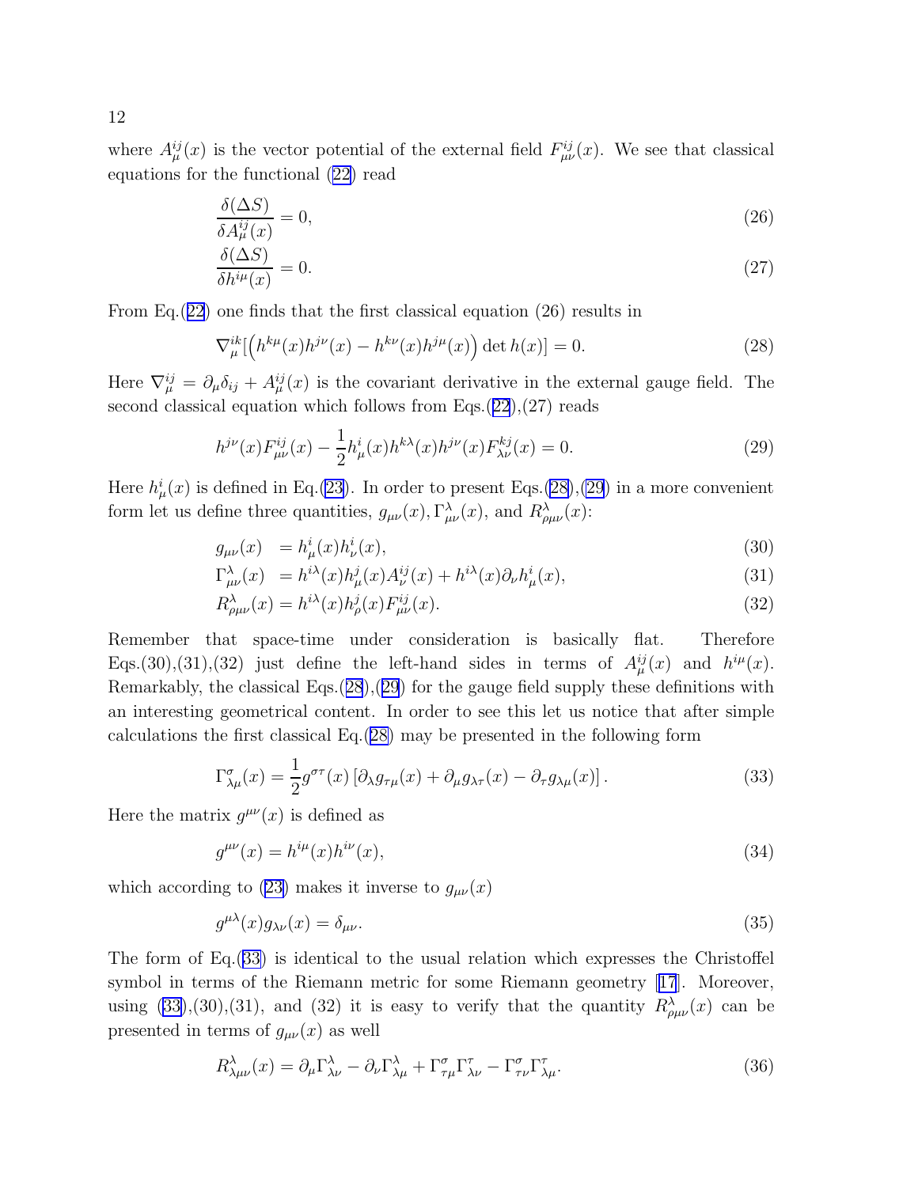where $A^{ij}_\mu(x)$ is the vector potential of the external field $F^{ij}_{\mu\nu}(x)$. We see that classical equations for the functional (22) read

$$\frac{\delta(\Delta S)}{\delta A^{ij}_\mu(x)} = 0, \tag{26}$$

$$\frac{\delta(\Delta S)}{\delta h^{i\mu}(x)} = 0. \tag{27}$$

From Eq.(22) one finds that the first classical equation (26) results in

$$\nabla^{ik}_\mu [\left(h^{k\mu}(x)h^{j\nu}(x) - h^{k\nu}(x)h^{j\mu}(x)\right) \det h(x)] = 0. \tag{28}$$

Here $\nabla^{ij}_\mu = \partial_\mu \delta_{ij} + A^{ij}_\mu(x)$ is the covariant derivative in the external gauge field. The second classical equation which follows from Eqs.(22),(27) reads

$$h^{j\nu}(x)F^{ij}_{\mu\nu}(x) - \frac{1}{2}h^i_\mu(x)h^{k\lambda}(x)h^{j\nu}(x)F^{kj}_{\lambda\nu}(x) = 0. \tag{29}$$

Here $h^i_\mu(x)$ is defined in Eq.(23). In order to present Eqs.(28),(29) in a more convenient form let us define three quantities, $g_{\mu\nu}(x), \Gamma^\lambda_{\mu\nu}(x)$, and $R^\lambda_{\rho\mu\nu}(x)$:

$$g_{\mu\nu}(x) \;\; = h^i_\mu(x)h^i_\nu(x), \tag{30}$$

$$\Gamma^\lambda_{\mu\nu}(x) \;\; = h^{i\lambda}(x)h^j_\mu(x)A^{ij}_\nu(x) + h^{i\lambda}(x)\partial_\nu h^i_\mu(x), \tag{31}$$

$$R^\lambda_{\rho\mu\nu}(x) = h^{i\lambda}(x)h^j_\rho(x)F^{ij}_{\mu\nu}(x). \tag{32}$$

Remember that space-time under consideration is basically flat. Therefore Eqs.(30),(31),(32) just define the left-hand sides in terms of $A^{ij}_\mu(x)$ and $h^{i\mu}(x)$. Remarkably, the classical Eqs.(28),(29) for the gauge field supply these definitions with an interesting geometrical content. In order to see this let us notice that after simple calculations the first classical Eq.(28) may be presented in the following form

$$\Gamma^\sigma_{\lambda\mu}(x) = \frac{1}{2}g^{\sigma\tau}(x)\left[\partial_\lambda g_{\tau\mu}(x) + \partial_\mu g_{\lambda\tau}(x) - \partial_\tau g_{\lambda\mu}(x)\right]. \tag{33}$$

Here the matrix $g^{\mu\nu}(x)$ is defined as

$$g^{\mu\nu}(x) = h^{i\mu}(x)h^{i\nu}(x), \tag{34}$$

which according to (23) makes it inverse to $g_{\mu\nu}(x)$

$$g^{\mu\lambda}(x)g_{\lambda\nu}(x) = \delta_{\mu\nu}. \tag{35}$$

The form of Eq.(33) is identical to the usual relation which expresses the Christoffel symbol in terms of the Riemann metric for some Riemann geometry [17]. Moreover, using (33),(30),(31), and (32) it is easy to verify that the quantity $R^\lambda_{\rho\mu\nu}(x)$ can be presented in terms of $g_{\mu\nu}(x)$ as well

$$R^\lambda_{\lambda\mu\nu}(x) = \partial_\mu\Gamma^\lambda_{\lambda\nu} - \partial_\nu\Gamma^\lambda_{\lambda\mu} + \Gamma^\sigma_{\tau\mu}\Gamma^\tau_{\lambda\nu} - \Gamma^\sigma_{\tau\nu}\Gamma^\tau_{\lambda\mu}. \tag{36}$$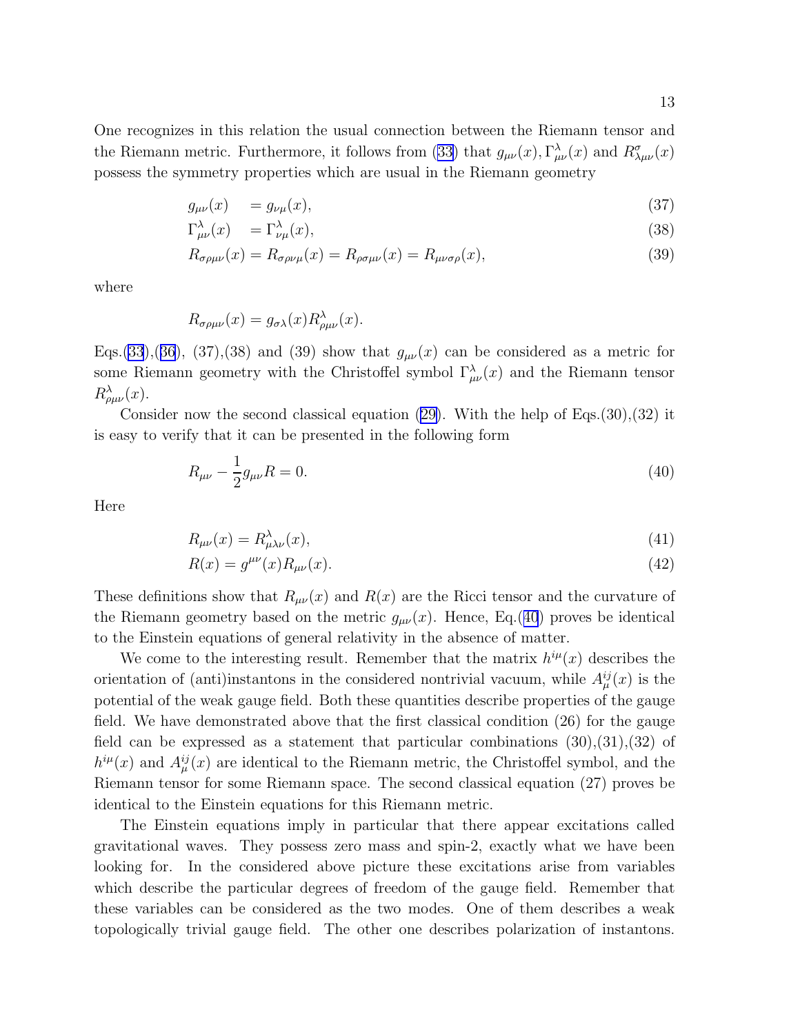One recognizes in this relation the usual connection between the Riemann tensor and the Riemann metric. Furthermore, it follows from (33) that $g_{\mu\nu}(x), \Gamma^{\lambda}_{\mu\nu}(x)$ and $R^{\sigma}_{\lambda\mu\nu}(x)$ possess the symmetry properties which are usual in the Riemann geometry

$$g_{\mu\nu}(x) \quad = g_{\nu\mu}(x), \tag{37}$$

$$\Gamma^{\lambda}_{\mu\nu}(x) \quad = \Gamma^{\lambda}_{\nu\mu}(x), \tag{38}$$

$$R_{\sigma\rho\mu\nu}(x) = R_{\sigma\rho\nu\mu}(x) = R_{\rho\sigma\mu\nu}(x) = R_{\mu\nu\sigma\rho}(x), \tag{39}$$

where

$$R_{\sigma\rho\mu\nu}(x) = g_{\sigma\lambda}(x) R^{\lambda}_{\rho\mu\nu}(x).$$

Eqs.(33),(36), (37),(38) and (39) show that $g_{\mu\nu}(x)$ can be considered as a metric for some Riemann geometry with the Christoffel symbol $\Gamma^{\lambda}_{\mu\nu}(x)$ and the Riemann tensor $R^{\lambda}_{\rho\mu\nu}(x)$.

Consider now the second classical equation (29). With the help of Eqs.(30),(32) it is easy to verify that it can be presented in the following form

$$R_{\mu\nu} - \frac{1}{2} g_{\mu\nu} R = 0. \tag{40}$$

Here

$$R_{\mu\nu}(x) = R^{\lambda}_{\mu\lambda\nu}(x), \tag{41}$$

$$R(x) = g^{\mu\nu}(x) R_{\mu\nu}(x). \tag{42}$$

These definitions show that $R_{\mu\nu}(x)$ and $R(x)$ are the Ricci tensor and the curvature of the Riemann geometry based on the metric $g_{\mu\nu}(x)$. Hence, Eq.(40) proves be identical to the Einstein equations of general relativity in the absence of matter.

We come to the interesting result. Remember that the matrix $h^{i\mu}(x)$ describes the orientation of (anti)instantons in the considered nontrivial vacuum, while $A^{ij}_{\mu}(x)$ is the potential of the weak gauge field. Both these quantities describe properties of the gauge field. We have demonstrated above that the first classical condition (26) for the gauge field can be expressed as a statement that particular combinations (30),(31),(32) of $h^{i\mu}(x)$ and $A^{ij}_{\mu}(x)$ are identical to the Riemann metric, the Christoffel symbol, and the Riemann tensor for some Riemann space. The second classical equation (27) proves be identical to the Einstein equations for this Riemann metric.

The Einstein equations imply in particular that there appear excitations called gravitational waves. They possess zero mass and spin-2, exactly what we have been looking for. In the considered above picture these excitations arise from variables which describe the particular degrees of freedom of the gauge field. Remember that these variables can be considered as the two modes. One of them describes a weak topologically trivial gauge field. The other one describes polarization of instantons.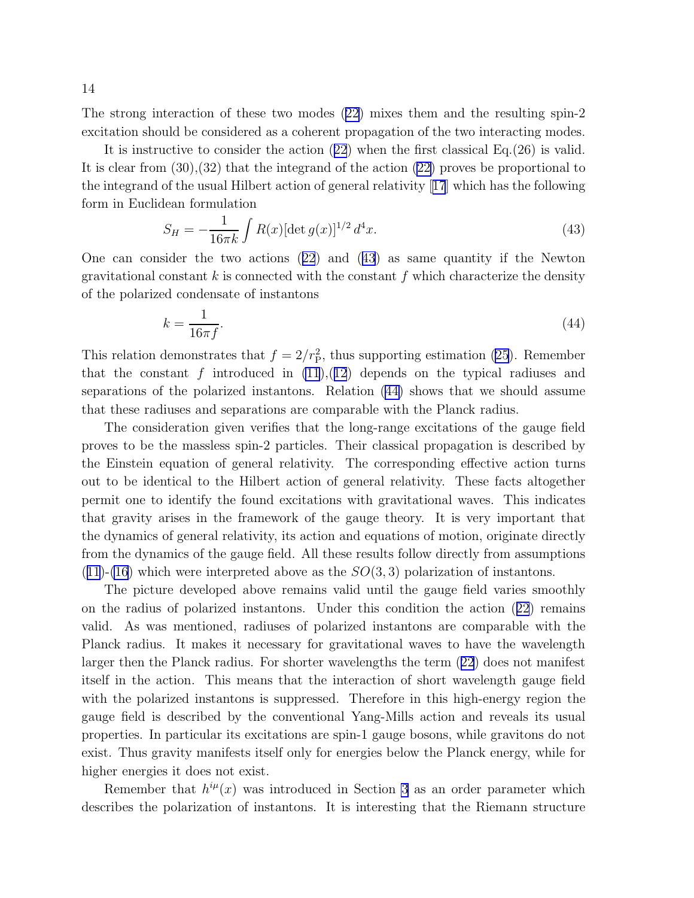The strong interaction of these two modes (22) mixes them and the resulting spin-2 excitation should be considered as a coherent propagation of the two interacting modes.

It is instructive to consider the action (22) when the first classical Eq.(26) is valid. It is clear from (30),(32) that the integrand of the action (22) proves be proportional to the integrand of the usual Hilbert action of general relativity [17] which has the following form in Euclidean formulation

$$S_H = -\frac{1}{16\pi k}\int R(x)[\det g(x)]^{1/2}\, d^4x. \tag{43}$$

One can consider the two actions (22) and (43) as same quantity if the Newton gravitational constant $k$ is connected with the constant $f$ which characterize the density of the polarized condensate of instantons

$$k = \frac{1}{16\pi f}. \tag{44}$$

This relation demonstrates that $f = 2/r_{\mathrm{P}}^2$, thus supporting estimation (25). Remember that the constant $f$ introduced in (11),(12) depends on the typical radiuses and separations of the polarized instantons. Relation (44) shows that we should assume that these radiuses and separations are comparable with the Planck radius.

The consideration given verifies that the long-range excitations of the gauge field proves to be the massless spin-2 particles. Their classical propagation is described by the Einstein equation of general relativity. The corresponding effective action turns out to be identical to the Hilbert action of general relativity. These facts altogether permit one to identify the found excitations with gravitational waves. This indicates that gravity arises in the framework of the gauge theory. It is very important that the dynamics of general relativity, its action and equations of motion, originate directly from the dynamics of the gauge field. All these results follow directly from assumptions (11)-(16) which were interpreted above as the $SO(3,3)$ polarization of instantons.

The picture developed above remains valid until the gauge field varies smoothly on the radius of polarized instantons. Under this condition the action (22) remains valid. As was mentioned, radiuses of polarized instantons are comparable with the Planck radius. It makes it necessary for gravitational waves to have the wavelength larger then the Planck radius. For shorter wavelengths the term (22) does not manifest itself in the action. This means that the interaction of short wavelength gauge field with the polarized instantons is suppressed. Therefore in this high-energy region the gauge field is described by the conventional Yang-Mills action and reveals its usual properties. In particular its excitations are spin-1 gauge bosons, while gravitons do not exist. Thus gravity manifests itself only for energies below the Planck energy, while for higher energies it does not exist.

Remember that $h^{i\mu}(x)$ was introduced in Section 3 as an order parameter which describes the polarization of instantons. It is interesting that the Riemann structure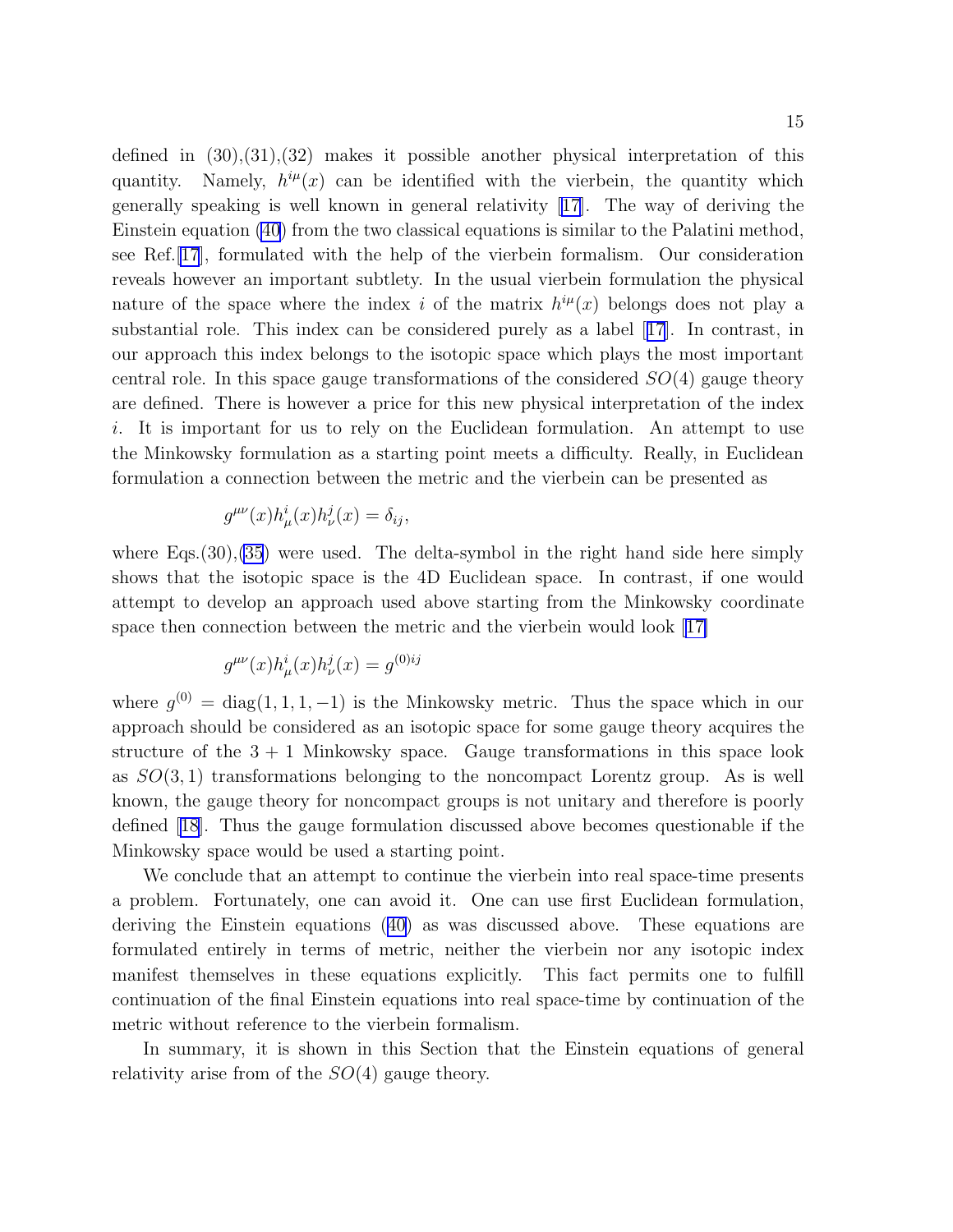defined in (30),(31),(32) makes it possible another physical interpretation of this quantity. Namely, $h^{i\mu}(x)$ can be identified with the vierbein, the quantity which generally speaking is well known in general relativity [17]. The way of deriving the Einstein equation (40) from the two classical equations is similar to the Palatini method, see Ref. [17], formulated with the help of the vierbein formalism. Our consideration reveals however an important subtlety. In the usual vierbein formulation the physical nature of the space where the index $i$ of the matrix $h^{i\mu}(x)$ belongs does not play a substantial role. This index can be considered purely as a label [17]. In contrast, in our approach this index belongs to the isotopic space which plays the most important central role. In this space gauge transformations of the considered $SO(4)$ gauge theory are defined. There is however a price for this new physical interpretation of the index $i$. It is important for us to rely on the Euclidean formulation. An attempt to use the Minkowsky formulation as a starting point meets a difficulty. Really, in Euclidean formulation a connection between the metric and the vierbein can be presented as

$$g^{\mu\nu}(x)h^i_\mu(x)h^j_\nu(x) = \delta_{ij},$$

where Eqs.(30),(35) were used. The delta-symbol in the right hand side here simply shows that the isotopic space is the 4D Euclidean space. In contrast, if one would attempt to develop an approach used above starting from the Minkowsky coordinate space then connection between the metric and the vierbein would look [17]

$$g^{\mu\nu}(x)h^i_\mu(x)h^j_\nu(x) = g^{(0)ij}$$

where $g^{(0)} = \mathrm{diag}(1, 1, 1, -1)$ is the Minkowsky metric. Thus the space which in our approach should be considered as an isotopic space for some gauge theory acquires the structure of the $3+1$ Minkowsky space. Gauge transformations in this space look as $SO(3,1)$ transformations belonging to the noncompact Lorentz group. As is well known, the gauge theory for noncompact groups is not unitary and therefore is poorly defined [18]. Thus the gauge formulation discussed above becomes questionable if the Minkowsky space would be used a starting point.

We conclude that an attempt to continue the vierbein into real space-time presents a problem. Fortunately, one can avoid it. One can use first Euclidean formulation, deriving the Einstein equations (40) as was discussed above. These equations are formulated entirely in terms of metric, neither the vierbein nor any isotopic index manifest themselves in these equations explicitly. This fact permits one to fulfill continuation of the final Einstein equations into real space-time by continuation of the metric without reference to the vierbein formalism.

In summary, it is shown in this Section that the Einstein equations of general relativity arise from of the $SO(4)$ gauge theory.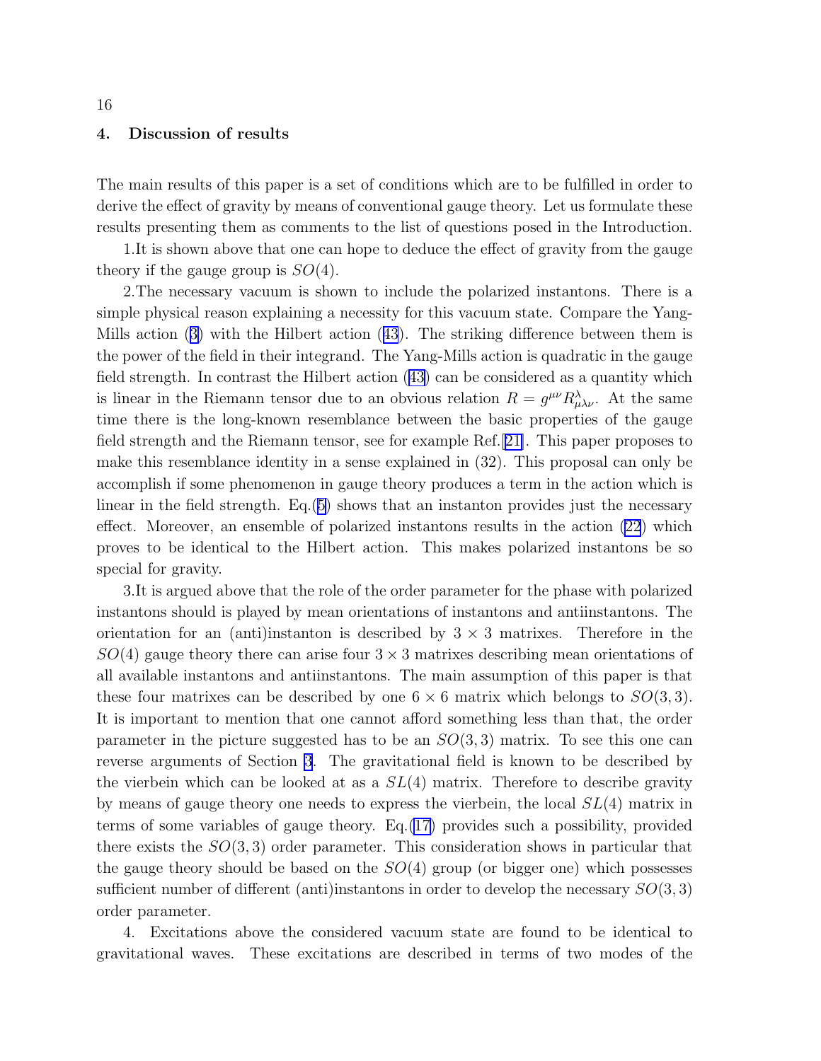## 4. Discussion of results

The main results of this paper is a set of conditions which are to be fulfilled in order to derive the effect of gravity by means of conventional gauge theory. Let us formulate these results presenting them as comments to the list of questions posed in the Introduction.

1.It is shown above that one can hope to deduce the effect of gravity from the gauge theory if the gauge group is $SO(4)$.

2.The necessary vacuum is shown to include the polarized instantons. There is a simple physical reason explaining a necessity for this vacuum state. Compare the Yang-Mills action (3) with the Hilbert action (43). The striking difference between them is the power of the field in their integrand. The Yang-Mills action is quadratic in the gauge field strength. In contrast the Hilbert action (43) can be considered as a quantity which is linear in the Riemann tensor due to an obvious relation $R = g^{\mu\nu} R^{\lambda}_{\mu\lambda\nu}$. At the same time there is the long-known resemblance between the basic properties of the gauge field strength and the Riemann tensor, see for example Ref.[21]. This paper proposes to make this resemblance identity in a sense explained in (32). This proposal can only be accomplish if some phenomenon in gauge theory produces a term in the action which is linear in the field strength. Eq.(5) shows that an instanton provides just the necessary effect. Moreover, an ensemble of polarized instantons results in the action (22) which proves to be identical to the Hilbert action. This makes polarized instantons be so special for gravity.

3.It is argued above that the role of the order parameter for the phase with polarized instantons should is played by mean orientations of instantons and antiinstantons. The orientation for an (anti)instanton is described by $3 \times 3$ matrixes. Therefore in the $SO(4)$ gauge theory there can arise four $3 \times 3$ matrixes describing mean orientations of all available instantons and antiinstantons. The main assumption of this paper is that these four matrixes can be described by one $6 \times 6$ matrix which belongs to $SO(3, 3)$. It is important to mention that one cannot afford something less than that, the order parameter in the picture suggested has to be an $SO(3, 3)$ matrix. To see this one can reverse arguments of Section 3. The gravitational field is known to be described by the vierbein which can be looked at as a $SL(4)$ matrix. Therefore to describe gravity by means of gauge theory one needs to express the vierbein, the local $SL(4)$ matrix in terms of some variables of gauge theory. Eq.(17) provides such a possibility, provided there exists the $SO(3, 3)$ order parameter. This consideration shows in particular that the gauge theory should be based on the $SO(4)$ group (or bigger one) which possesses sufficient number of different (anti)instantons in order to develop the necessary $SO(3, 3)$ order parameter.

4. Excitations above the considered vacuum state are found to be identical to gravitational waves. These excitations are described in terms of two modes of the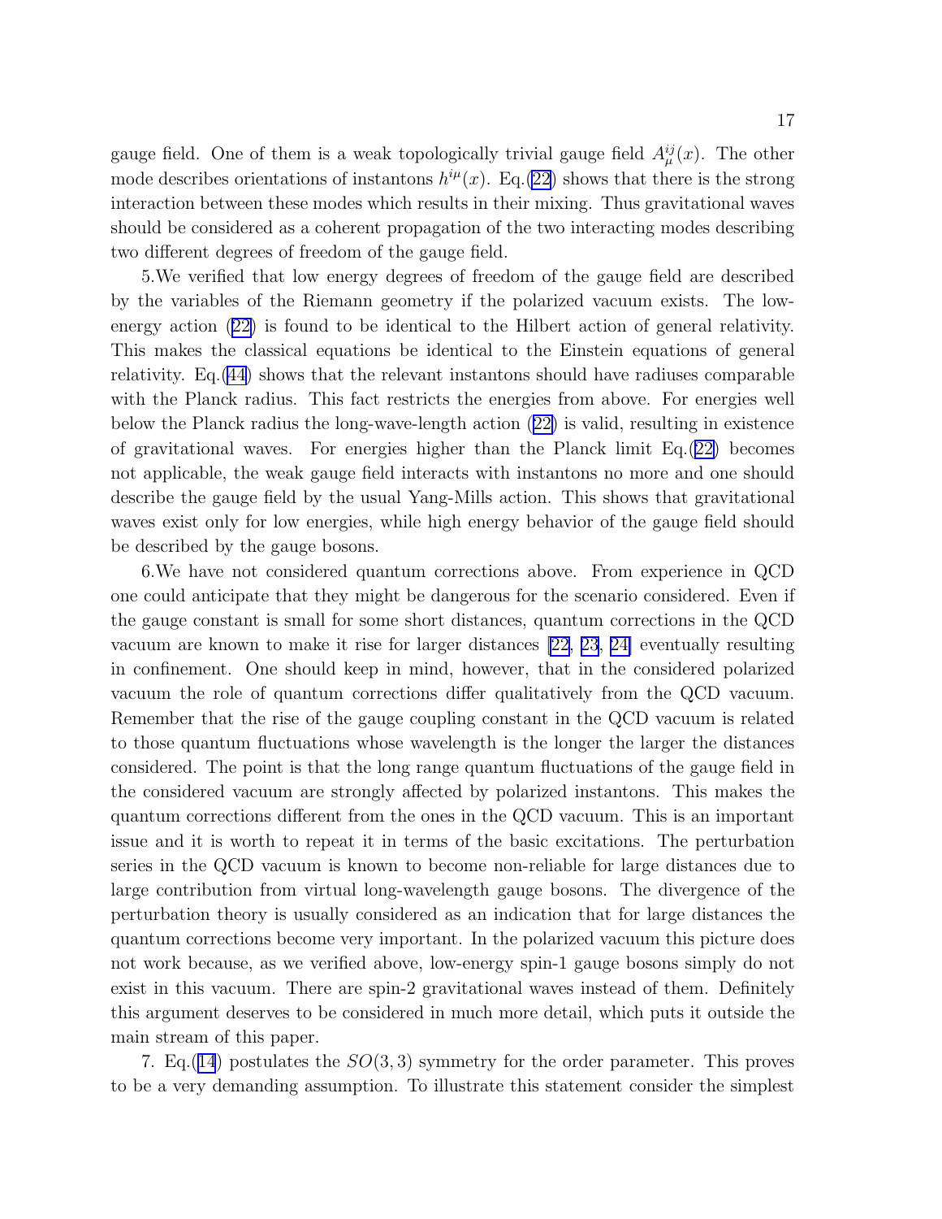gauge field. One of them is a weak topologically trivial gauge field $A^{ij}_\mu(x)$. The other mode describes orientations of instantons $h^{i\mu}(x)$. Eq.(22) shows that there is the strong interaction between these modes which results in their mixing. Thus gravitational waves should be considered as a coherent propagation of the two interacting modes describing two different degrees of freedom of the gauge field.

5.We verified that low energy degrees of freedom of the gauge field are described by the variables of the Riemann geometry if the polarized vacuum exists. The low-energy action (22) is found to be identical to the Hilbert action of general relativity. This makes the classical equations be identical to the Einstein equations of general relativity. Eq.(44) shows that the relevant instantons should have radiuses comparable with the Planck radius. This fact restricts the energies from above. For energies well below the Planck radius the long-wave-length action (22) is valid, resulting in existence of gravitational waves. For energies higher than the Planck limit Eq.(22) becomes not applicable, the weak gauge field interacts with instantons no more and one should describe the gauge field by the usual Yang-Mills action. This shows that gravitational waves exist only for low energies, while high energy behavior of the gauge field should be described by the gauge bosons.

6.We have not considered quantum corrections above. From experience in QCD one could anticipate that they might be dangerous for the scenario considered. Even if the gauge constant is small for some short distances, quantum corrections in the QCD vacuum are known to make it rise for larger distances [22, 23, 24] eventually resulting in confinement. One should keep in mind, however, that in the considered polarized vacuum the role of quantum corrections differ qualitatively from the QCD vacuum. Remember that the rise of the gauge coupling constant in the QCD vacuum is related to those quantum fluctuations whose wavelength is the longer the larger the distances considered. The point is that the long range quantum fluctuations of the gauge field in the considered vacuum are strongly affected by polarized instantons. This makes the quantum corrections different from the ones in the QCD vacuum. This is an important issue and it is worth to repeat it in terms of the basic excitations. The perturbation series in the QCD vacuum is known to become non-reliable for large distances due to large contribution from virtual long-wavelength gauge bosons. The divergence of the perturbation theory is usually considered as an indication that for large distances the quantum corrections become very important. In the polarized vacuum this picture does not work because, as we verified above, low-energy spin-1 gauge bosons simply do not exist in this vacuum. There are spin-2 gravitational waves instead of them. Definitely this argument deserves to be considered in much more detail, which puts it outside the main stream of this paper.

7. Eq.(14) postulates the $SO(3,3)$ symmetry for the order parameter. This proves to be a very demanding assumption. To illustrate this statement consider the simplest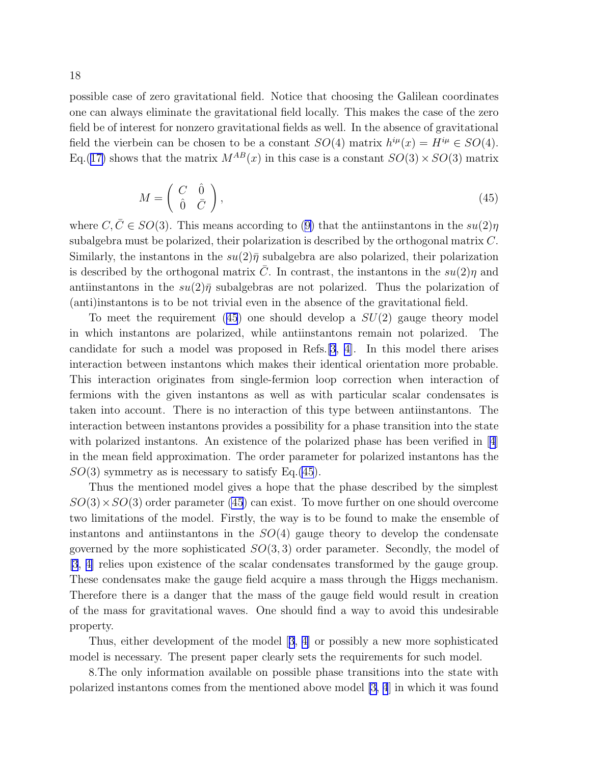possible case of zero gravitational field. Notice that choosing the Galilean coordinates one can always eliminate the gravitational field locally. This makes the case of the zero field be of interest for nonzero gravitational fields as well. In the absence of gravitational field the vierbein can be chosen to be a constant $SO(4)$ matrix $h^{i\mu}(x) = H^{i\mu} \in SO(4)$. Eq.(17) shows that the matrix $M^{AB}(x)$ in this case is a constant $SO(3) \times SO(3)$ matrix

$$M = \begin{pmatrix} C & \hat{0} \\ \hat{0} & \bar{C} \end{pmatrix}, \tag{45}$$

where $C, \bar{C} \in SO(3)$. This means according to (9) that the antiinstantons in the $su(2)\eta$ subalgebra must be polarized, their polarization is described by the orthogonal matrix $C$. Similarly, the instantons in the $su(2)\bar{\eta}$ subalgebra are also polarized, their polarization is described by the orthogonal matrix $\bar{C}$. In contrast, the instantons in the $su(2)\eta$ and antiinstantons in the $su(2)\bar{\eta}$ subalgebras are not polarized. Thus the polarization of (anti)instantons is to be not trivial even in the absence of the gravitational field.

To meet the requirement (45) one should develop a $SU(2)$ gauge theory model in which instantons are polarized, while antiinstantons remain not polarized. The candidate for such a model was proposed in Refs.[3, 4]. In this model there arises interaction between instantons which makes their identical orientation more probable. This interaction originates from single-fermion loop correction when interaction of fermions with the given instantons as well as with particular scalar condensates is taken into account. There is no interaction of this type between antiinstantons. The interaction between instantons provides a possibility for a phase transition into the state with polarized instantons. An existence of the polarized phase has been verified in [4] in the mean field approximation. The order parameter for polarized instantons has the $SO(3)$ symmetry as is necessary to satisfy Eq.(45).

Thus the mentioned model gives a hope that the phase described by the simplest $SO(3) \times SO(3)$ order parameter (45) can exist. To move further on one should overcome two limitations of the model. Firstly, the way is to be found to make the ensemble of instantons and antiinstantons in the $SO(4)$ gauge theory to develop the condensate governed by the more sophisticated $SO(3, 3)$ order parameter. Secondly, the model of [3, 4] relies upon existence of the scalar condensates transformed by the gauge group. These condensates make the gauge field acquire a mass through the Higgs mechanism. Therefore there is a danger that the mass of the gauge field would result in creation of the mass for gravitational waves. One should find a way to avoid this undesirable property.

Thus, either development of the model [3, 4] or possibly a new more sophisticated model is necessary. The present paper clearly sets the requirements for such model.

8.The only information available on possible phase transitions into the state with polarized instantons comes from the mentioned above model [3, 4] in which it was found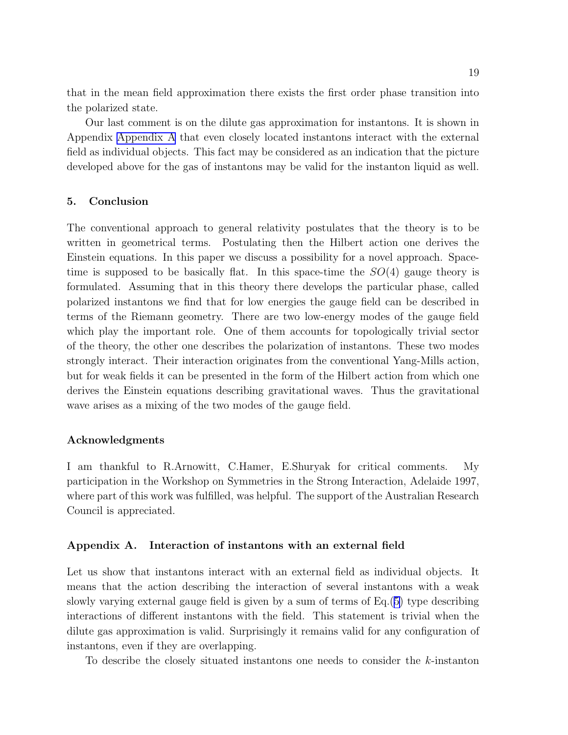that in the mean field approximation there exists the first order phase transition into the polarized state.

Our last comment is on the dilute gas approximation for instantons. It is shown in Appendix Appendix A that even closely located instantons interact with the external field as individual objects. This fact may be considered as an indication that the picture developed above for the gas of instantons may be valid for the instanton liquid as well.

## 5. Conclusion

The conventional approach to general relativity postulates that the theory is to be written in geometrical terms. Postulating then the Hilbert action one derives the Einstein equations. In this paper we discuss a possibility for a novel approach. Space-time is supposed to be basically flat. In this space-time the $SO(4)$ gauge theory is formulated. Assuming that in this theory there develops the particular phase, called polarized instantons we find that for low energies the gauge field can be described in terms of the Riemann geometry. There are two low-energy modes of the gauge field which play the important role. One of them accounts for topologically trivial sector of the theory, the other one describes the polarization of instantons. These two modes strongly interact. Their interaction originates from the conventional Yang-Mills action, but for weak fields it can be presented in the form of the Hilbert action from which one derives the Einstein equations describing gravitational waves. Thus the gravitational wave arises as a mixing of the two modes of the gauge field.

### Acknowledgments

I am thankful to R.Arnowitt, C.Hamer, E.Shuryak for critical comments. My participation in the Workshop on Symmetries in the Strong Interaction, Adelaide 1997, where part of this work was fulfilled, was helpful. The support of the Australian Research Council is appreciated.

### Appendix A. Interaction of instantons with an external field

Let us show that instantons interact with an external field as individual objects. It means that the action describing the interaction of several instantons with a weak slowly varying external gauge field is given by a sum of terms of Eq.(5) type describing interactions of different instantons with the field. This statement is trivial when the dilute gas approximation is valid. Surprisingly it remains valid for any configuration of instantons, even if they are overlapping.

To describe the closely situated instantons one needs to consider the $k$-instanton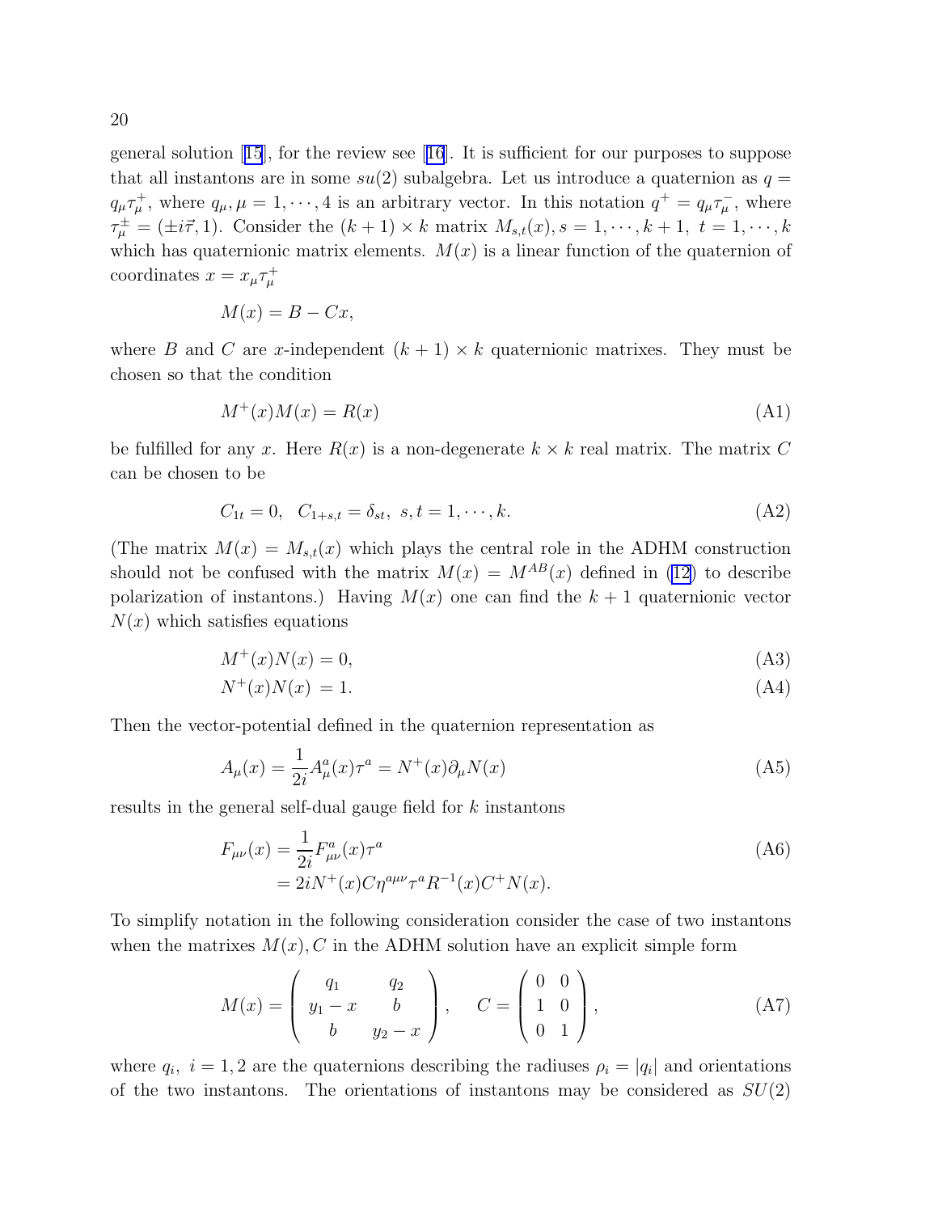general solution [15], for the review see [16]. It is sufficient for our purposes to suppose that all instantons are in some $su(2)$ subalgebra. Let us introduce a quaternion as $q = q_\mu \tau^+_\mu$, where $q_\mu, \mu = 1, \cdots, 4$ is an arbitrary vector. In this notation $q^+ = q_\mu \tau^-_\mu$, where $\tau^\pm_\mu = (\pm i\vec{\tau}, 1)$. Consider the $(k+1) \times k$ matrix $M_{s,t}(x), s = 1, \cdots, k+1,\ t = 1, \cdots, k$ which has quaternionic matrix elements. $M(x)$ is a linear function of the quaternion of coordinates $x = x_\mu \tau^+_\mu$

$$M(x) = B - Cx,$$

where $B$ and $C$ are $x$-independent $(k+1) \times k$ quaternionic matrixes. They must be chosen so that the condition

$$M^+(x)M(x) = R(x) \tag{A1}$$

be fulfilled for any $x$. Here $R(x)$ is a non-degenerate $k \times k$ real matrix. The matrix $C$ can be chosen to be

$$C_{1t} = 0, \quad C_{1+s,t} = \delta_{st},\ s, t = 1, \cdots, k. \tag{A2}$$

(The matrix $M(x) = M_{s,t}(x)$ which plays the central role in the ADHM construction should not be confused with the matrix $M(x) = M^{AB}(x)$ defined in (12) to describe polarization of instantons.) Having $M(x)$ one can find the $k+1$ quaternionic vector $N(x)$ which satisfies equations

$$M^+(x)N(x) = 0, \tag{A3}$$

$$N^+(x)N(x) = 1. \tag{A4}$$

Then the vector-potential defined in the quaternion representation as

$$A_\mu(x) = \frac{1}{2i} A^a_\mu(x)\tau^a = N^+(x)\partial_\mu N(x) \tag{A5}$$

results in the general self-dual gauge field for $k$ instantons

$$\begin{aligned} F_{\mu\nu}(x) &= \frac{1}{2i} F^a_{\mu\nu}(x)\tau^a \\ &= 2iN^+(x)C\eta^{a\mu\nu}\tau^a R^{-1}(x)C^+N(x). \end{aligned} \tag{A6}$$

To simplify notation in the following consideration consider the case of two instantons when the matrixes $M(x), C$ in the ADHM solution have an explicit simple form

$$M(x) = \begin{pmatrix} q_1 & q_2 \\ y_1 - x & b \\ b & y_2 - x \end{pmatrix}, \quad C = \begin{pmatrix} 0 & 0 \\ 1 & 0 \\ 0 & 1 \end{pmatrix}, \tag{A7}$$

where $q_i,\ i = 1, 2$ are the quaternions describing the radiuses $\rho_i = |q_i|$ and orientations of the two instantons. The orientations of instantons may be considered as $SU(2)$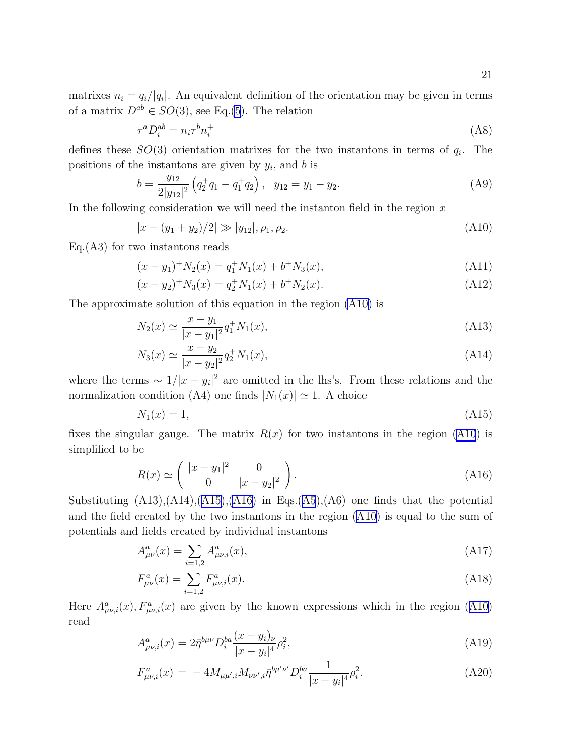matrixes $n_i = q_i/|q_i|$. An equivalent definition of the orientation may be given in terms of a matrix $D^{ab} \in SO(3)$, see Eq.(5). The relation

$$\tau^a D_i^{ab} = n_i \tau^b n_i^+ \tag{A8}$$

defines these $SO(3)$ orientation matrixes for the two instantons in terms of $q_i$. The positions of the instantons are given by $y_i$, and $b$ is

$$b = \frac{y_{12}}{2|y_{12}|^2}\left(q_2^+ q_1 - q_1^+ q_2\right), \quad y_{12} = y_1 - y_2. \tag{A9}$$

In the following consideration we will need the instanton field in the region $x$

$$|x - (y_1 + y_2)/2| \gg |y_{12}|, \rho_1, \rho_2. \tag{A10}$$

Eq.(A3) for two instantons reads

$$(x - y_1)^+ N_2(x) = q_1^+ N_1(x) + b^+ N_3(x), \tag{A11}$$

$$(x - y_2)^+ N_3(x) = q_2^+ N_1(x) + b^+ N_2(x). \tag{A12}$$

The approximate solution of this equation in the region (A10) is

$$N_2(x) \simeq \frac{x - y_1}{|x - y_1|^2} q_1^+ N_1(x), \tag{A13}$$

$$N_3(x) \simeq \frac{x - y_2}{|x - y_2|^2} q_2^+ N_1(x), \tag{A14}$$

where the terms $\sim 1/|x - y_i|^2$ are omitted in the lhs's. From these relations and the normalization condition (A4) one finds $|N_1(x)| \simeq 1$. A choice

$$N_1(x) = 1, \tag{A15}$$

fixes the singular gauge. The matrix $R(x)$ for two instantons in the region (A10) is simplified to be

$$R(x) \simeq \begin{pmatrix} |x - y_1|^2 & 0 \\ 0 & |x - y_2|^2 \end{pmatrix}. \tag{A16}$$

Substituting (A13),(A14),(A15),(A16) in Eqs.(A5),(A6) one finds that the potential and the field created by the two instantons in the region (A10) is equal to the sum of potentials and fields created by individual instantons

$$A^a_{\mu\nu}(x) = \sum_{i=1,2} A^a_{\mu\nu,i}(x), \tag{A17}$$

$$F^a_{\mu\nu}(x) = \sum_{i=1,2} F^a_{\mu\nu,i}(x). \tag{A18}$$

Here $A^a_{\mu\nu,i}(x), F^a_{\mu\nu,i}(x)$ are given by the known expressions which in the region (A10) read

$$A^a_{\mu\nu,i}(x) = 2\bar{\eta}^{b\mu\nu} D_i^{ba} \frac{(x - y_i)_\nu}{|x - y_i|^4} \rho_i^2, \tag{A19}$$

$$F^a_{\mu\nu,i}(x) = -4 M_{\mu\mu',i} M_{\nu\nu',i} \bar{\eta}^{b\mu'\nu'} D_i^{ba} \frac{1}{|x - y_i|^4} \rho_i^2. \tag{A20}$$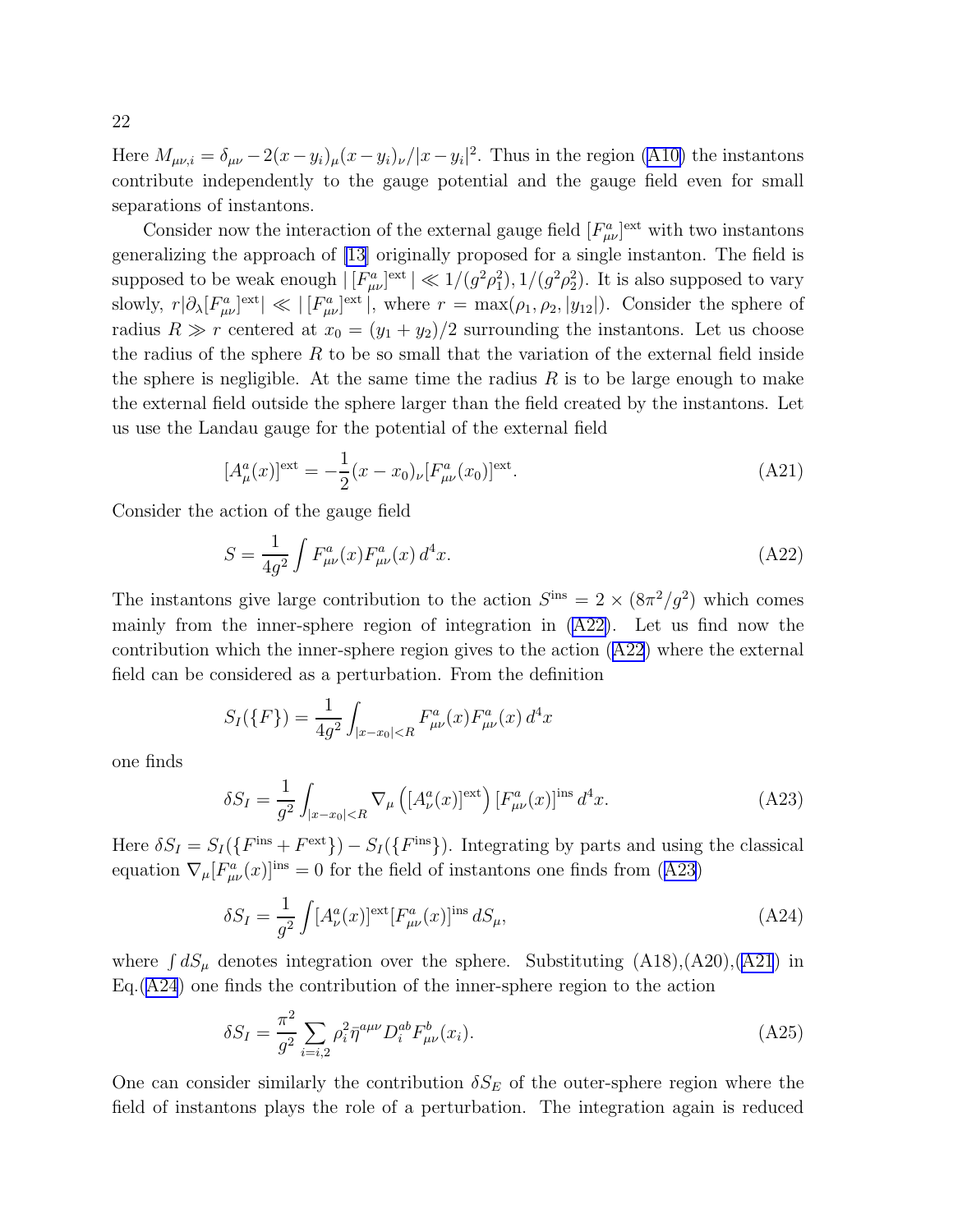Here $M_{\mu\nu,i} = \delta_{\mu\nu} - 2(x-y_i)_\mu (x-y_i)_\nu/|x-y_i|^2$. Thus in the region (A10) the instantons contribute independently to the gauge potential and the gauge field even for small separations of instantons.

Consider now the interaction of the external gauge field $[F^a_{\mu\nu}]^{\rm ext}$ with two instantons generalizing the approach of [13] originally proposed for a single instanton. The field is supposed to be weak enough $|\,[F^a_{\mu\nu}]^{\rm ext}\,| \ll 1/(g^2\rho_1^2), 1/(g^2\rho_2^2)$. It is also supposed to vary slowly, $r|\partial_\lambda [F^a_{\mu\nu}]^{\rm ext}| \ll |\,[F^a_{\mu\nu}]^{\rm ext}\,|$, where $r = \max(\rho_1, \rho_2, |y_{12}|)$. Consider the sphere of radius $R \gg r$ centered at $x_0 = (y_1+y_2)/2$ surrounding the instantons. Let us choose the radius of the sphere $R$ to be so small that the variation of the external field inside the sphere is negligible. At the same time the radius $R$ is to be large enough to make the external field outside the sphere larger than the field created by the instantons. Let us use the Landau gauge for the potential of the external field

$$[A^a_\mu(x)]^{\rm ext} = -\frac{1}{2}(x-x_0)_\nu [F^a_{\mu\nu}(x_0)]^{\rm ext}. \tag{A21}$$

Consider the action of the gauge field

$$S = \frac{1}{4g^2}\int F^a_{\mu\nu}(x) F^a_{\mu\nu}(x)\, d^4x. \tag{A22}$$

The instantons give large contribution to the action $S^{\rm ins} = 2\times(8\pi^2/g^2)$ which comes mainly from the inner-sphere region of integration in (A22). Let us find now the contribution which the inner-sphere region gives to the action (A22) where the external field can be considered as a perturbation. From the definition

$$S_I(\{F\}) = \frac{1}{4g^2}\int_{|x-x_0|<R} F^a_{\mu\nu}(x) F^a_{\mu\nu}(x)\, d^4x$$

one finds

$$\delta S_I = \frac{1}{g^2}\int_{|x-x_0|<R} \nabla_\mu \left([A^a_\nu(x)]^{\rm ext}\right)[F^a_{\mu\nu}(x)]^{\rm ins}\, d^4x. \tag{A23}$$

Here $\delta S_I = S_I(\{F^{\rm ins}+F^{\rm ext}\}) - S_I(\{F^{\rm ins}\})$. Integrating by parts and using the classical equation $\nabla_\mu [F^a_{\mu\nu}(x)]^{\rm ins} = 0$ for the field of instantons one finds from (A23)

$$\delta S_I = \frac{1}{g^2}\int [A^a_\nu(x)]^{\rm ext} [F^a_{\mu\nu}(x)]^{\rm ins}\, dS_\mu, \tag{A24}$$

where $\int dS_\mu$ denotes integration over the sphere. Substituting (A18),(A20),(A21) in Eq.(A24) one finds the contribution of the inner-sphere region to the action

$$\delta S_I = \frac{\pi^2}{g^2}\sum_{i=i,2} \rho_i^2 \bar\eta^{a\mu\nu} D_i^{ab} F^b_{\mu\nu}(x_i). \tag{A25}$$

One can consider similarly the contribution $\delta S_E$ of the outer-sphere region where the field of instantons plays the role of a perturbation. The integration again is reduced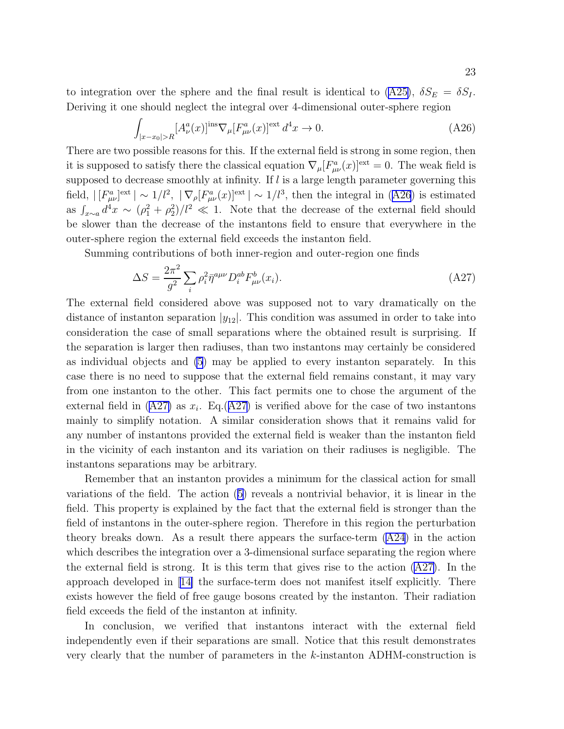to integration over the sphere and the final result is identical to (A25), $\delta S_E = \delta S_I$. Deriving it one should neglect the integral over 4-dimensional outer-sphere region

$$\int_{|x-x_0|>R} [A^a_\nu(x)]^{\rm ins} \nabla_\mu [F^a_{\mu\nu}(x)]^{\rm ext}\, d^4x \to 0. \tag{A26}$$

There are two possible reasons for this. If the external field is strong in some region, then it is supposed to satisfy there the classical equation $\nabla_\mu [F^a_{\mu\nu}(x)]^{\rm ext} = 0$. The weak field is supposed to decrease smoothly at infinity. If $l$ is a large length parameter governing this field, $|\,[F^a_{\mu\nu}]^{\rm ext}\,| \sim 1/l^2$, $|\,\nabla_\rho [F^a_{\mu\nu}(x)]^{\rm ext}\,| \sim 1/l^3$, then the integral in (A26) is estimated as $\int_{x\sim a} d^4x \sim (\rho_1^2 + \rho_2^2)/l^2 \ll 1$. Note that the decrease of the external field should be slower than the decrease of the instantons field to ensure that everywhere in the outer-sphere region the external field exceeds the instanton field.

Summing contributions of both inner-region and outer-region one finds

$$\Delta S = \frac{2\pi^2}{g^2} \sum_i \rho_i^2 \bar{\eta}^{a\mu\nu} D_i^{ab} F^b_{\mu\nu}(x_i). \tag{A27}$$

The external field considered above was supposed not to vary dramatically on the distance of instanton separation $|y_{12}|$. This condition was assumed in order to take into consideration the case of small separations where the obtained result is surprising. If the separation is larger then radiuses, than two instantons may certainly be considered as individual objects and (5) may be applied to every instanton separately. In this case there is no need to suppose that the external field remains constant, it may vary from one instanton to the other. This fact permits one to chose the argument of the external field in (A27) as $x_i$. Eq.(A27) is verified above for the case of two instantons mainly to simplify notation. A similar consideration shows that it remains valid for any number of instantons provided the external field is weaker than the instanton field in the vicinity of each instanton and its variation on their radiuses is negligible. The instantons separations may be arbitrary.

Remember that an instanton provides a minimum for the classical action for small variations of the field. The action (5) reveals a nontrivial behavior, it is linear in the field. This property is explained by the fact that the external field is stronger than the field of instantons in the outer-sphere region. Therefore in this region the perturbation theory breaks down. As a result there appears the surface-term (A24) in the action which describes the integration over a 3-dimensional surface separating the region where the external field is strong. It is this term that gives rise to the action (A27). In the approach developed in [14] the surface-term does not manifest itself explicitly. There exists however the field of free gauge bosons created by the instanton. Their radiation field exceeds the field of the instanton at infinity.

In conclusion, we verified that instantons interact with the external field independently even if their separations are small. Notice that this result demonstrates very clearly that the number of parameters in the $k$-instanton ADHM-construction is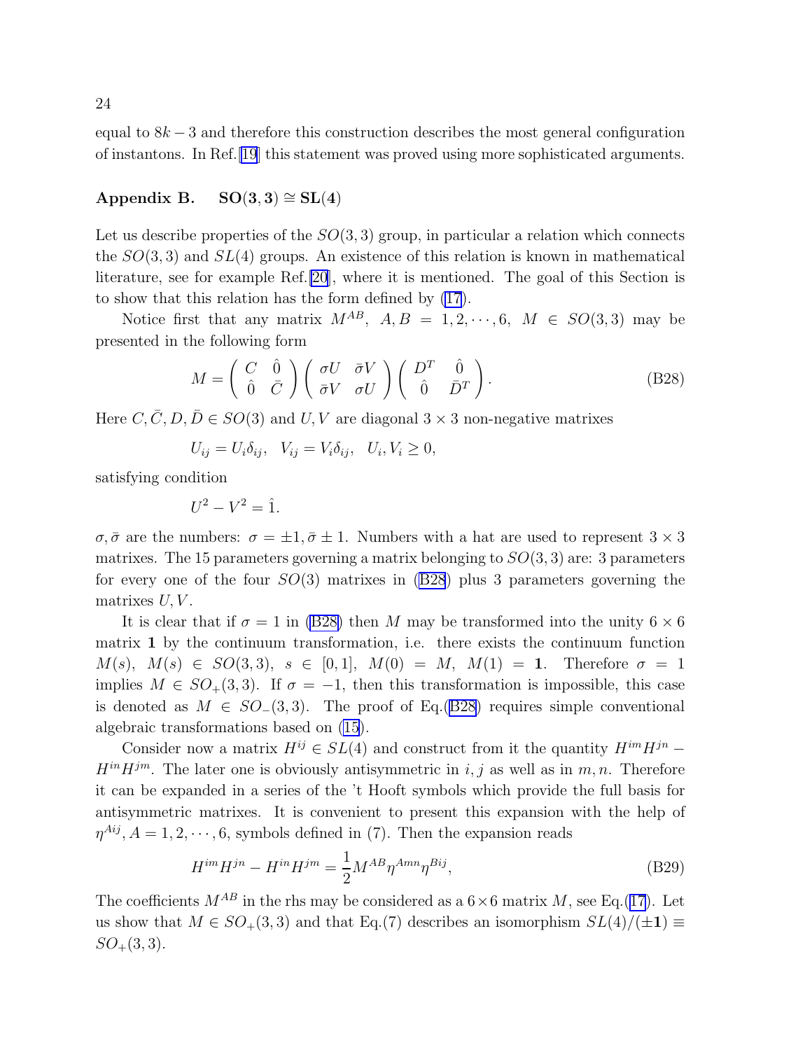equal to $8k - 3$ and therefore this construction describes the most general configuration of instantons. In Ref.[19] this statement was proved using more sophisticated arguments.

## Appendix B. $\mathbf{SO(3,3) \cong SL(4)}$

Let us describe properties of the $SO(3,3)$ group, in particular a relation which connects the $SO(3,3)$ and $SL(4)$ groups. An existence of this relation is known in mathematical literature, see for example Ref.[20], where it is mentioned. The goal of this Section is to show that this relation has the form defined by (17).

Notice first that any matrix $M^{AB}$, $A, B = 1, 2, \cdots, 6$, $M \in SO(3,3)$ may be presented in the following form

$$M = \begin{pmatrix} C & \hat{0} \\ \hat{0} & \bar{C} \end{pmatrix} \begin{pmatrix} \sigma U & \bar{\sigma} V \\ \bar{\sigma} V & \sigma U \end{pmatrix} \begin{pmatrix} D^T & \hat{0} \\ \hat{0} & \bar{D}^T \end{pmatrix}. \tag{B28}$$

Here $C, \bar{C}, D, \bar{D} \in SO(3)$ and $U, V$ are diagonal $3 \times 3$ non-negative matrixes

$$U_{ij} = U_i \delta_{ij}, \quad V_{ij} = V_i \delta_{ij}, \quad U_i, V_i \geq 0,$$

satisfying condition

$$U^2 - V^2 = \hat{1}.$$

$\sigma, \bar{\sigma}$ are the numbers: $\sigma = \pm 1, \bar{\sigma} \pm 1$. Numbers with a hat are used to represent $3 \times 3$ matrixes. The 15 parameters governing a matrix belonging to $SO(3,3)$ are: 3 parameters for every one of the four $SO(3)$ matrixes in (B28) plus 3 parameters governing the matrixes $U, V$.

It is clear that if $\sigma = 1$ in (B28) then $M$ may be transformed into the unity $6 \times 6$ matrix $\mathbf{1}$ by the continuum transformation, i.e. there exists the continuum function $M(s)$, $M(s) \in SO(3,3)$, $s \in [0,1]$, $M(0) = M$, $M(1) = \mathbf{1}$. Therefore $\sigma = 1$ implies $M \in SO_+(3,3)$. If $\sigma = -1$, then this transformation is impossible, this case is denoted as $M \in SO_-(3,3)$. The proof of Eq.(B28) requires simple conventional algebraic transformations based on (15).

Consider now a matrix $H^{ij} \in SL(4)$ and construct from it the quantity $H^{im}H^{jn} - H^{in}H^{jm}$. The later one is obviously antisymmetric in $i, j$ as well as in $m, n$. Therefore it can be expanded in a series of the 't Hooft symbols which provide the full basis for antisymmetric matrixes. It is convenient to present this expansion with the help of $\eta^{Aij}, A = 1, 2, \cdots, 6$, symbols defined in (7). Then the expansion reads

$$H^{im}H^{jn} - H^{in}H^{jm} = \frac{1}{2} M^{AB} \eta^{Amn} \eta^{Bij}, \tag{B29}$$

The coefficients $M^{AB}$ in the rhs may be considered as a $6 \times 6$ matrix $M$, see Eq.(17). Let us show that $M \in SO_+(3,3)$ and that Eq.(7) describes an isomorphism $SL(4)/(\pm\mathbf{1}) \equiv SO_+(3,3)$.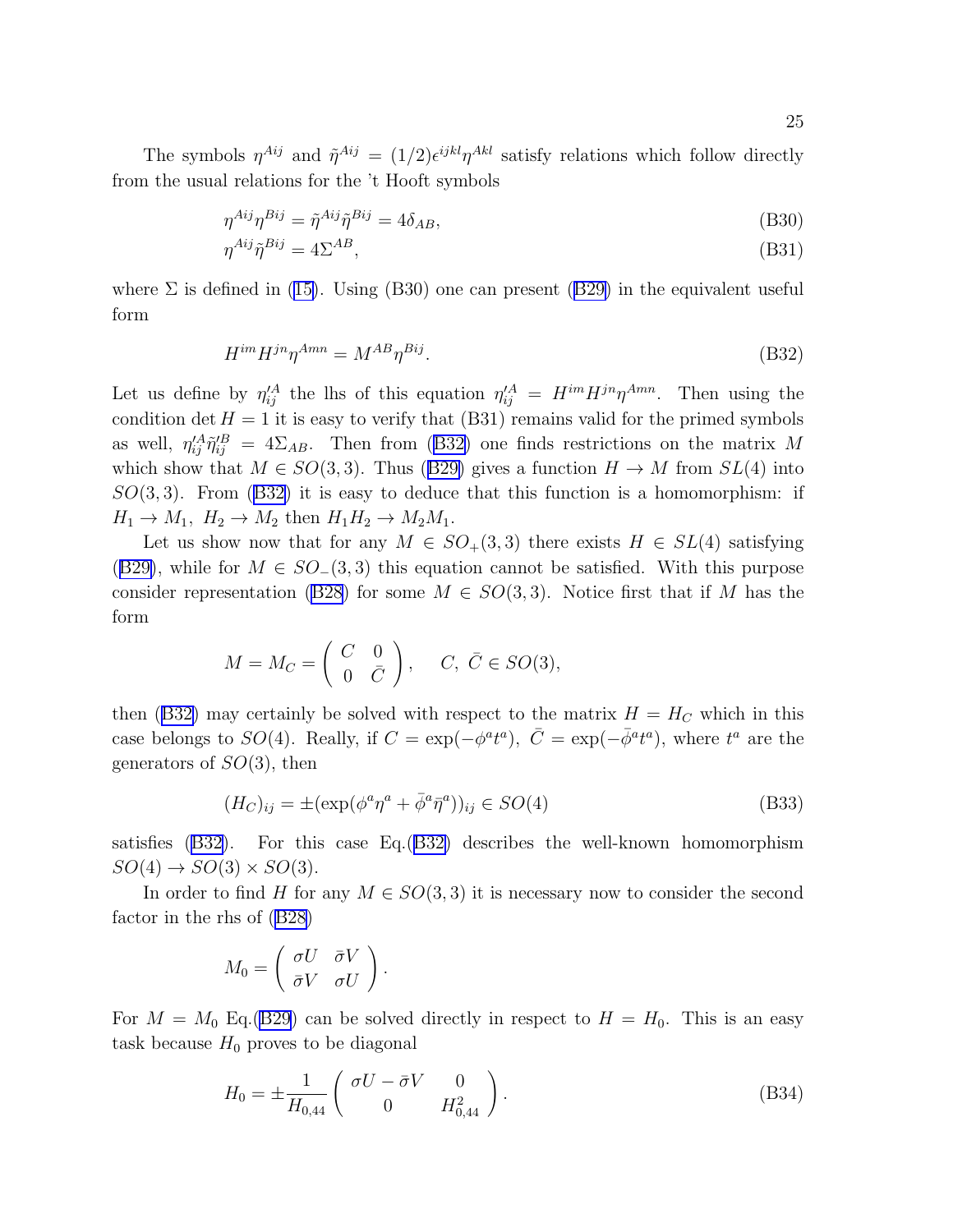The symbols $\eta^{Aij}$ and $\tilde{\eta}^{Aij} = (1/2)\epsilon^{ijkl}\eta^{Akl}$ satisfy relations which follow directly from the usual relations for the 't Hooft symbols

$$\eta^{Aij}\eta^{Bij} = \tilde{\eta}^{Aij}\tilde{\eta}^{Bij} = 4\delta_{AB}, \tag{B30}$$

$$\eta^{Aij}\tilde{\eta}^{Bij} = 4\Sigma^{AB}, \tag{B31}$$

where $\Sigma$ is defined in (15). Using (B30) one can present (B29) in the equivalent useful form

$$H^{im}H^{jn}\eta^{Amn} = M^{AB}\eta^{Bij}. \tag{B32}$$

Let us define by $\eta'^{A}_{ij}$ the lhs of this equation $\eta'^{A}_{ij} = H^{im}H^{jn}\eta^{Amn}$. Then using the condition $\det H = 1$ it is easy to verify that (B31) remains valid for the primed symbols as well, $\eta'^{A}_{ij}\tilde{\eta}'^{B}_{ij} = 4\Sigma_{AB}$. Then from (B32) one finds restrictions on the matrix $M$ which show that $M \in SO(3,3)$. Thus (B29) gives a function $H \to M$ from $SL(4)$ into $SO(3,3)$. From (B32) it is easy to deduce that this function is a homomorphism: if $H_1 \to M_1,\ H_2 \to M_2$ then $H_1 H_2 \to M_2 M_1$.

Let us show now that for any $M \in SO_+(3,3)$ there exists $H \in SL(4)$ satisfying (B29), while for $M \in SO_-(3,3)$ this equation cannot be satisfied. With this purpose consider representation (B28) for some $M \in SO(3,3)$. Notice first that if $M$ has the form

$$M = M_C = \begin{pmatrix} C & 0 \\ 0 & \bar{C} \end{pmatrix}, \quad C,\ \bar{C} \in SO(3),$$

then (B32) may certainly be solved with respect to the matrix $H = H_C$ which in this case belongs to $SO(4)$. Really, if $C = \exp(-\phi^a t^a),\ \bar{C} = \exp(-\bar{\phi}^a t^a)$, where $t^a$ are the generators of $SO(3)$, then

$$(H_C)_{ij} = \pm(\exp(\phi^a \eta^a + \bar{\phi}^a \bar{\eta}^a))_{ij} \in SO(4) \tag{B33}$$

satisfies (B32). For this case Eq.(B32) describes the well-known homomorphism $SO(4) \to SO(3) \times SO(3)$.

In order to find $H$ for any $M \in SO(3,3)$ it is necessary now to consider the second factor in the rhs of (B28)

$$M_0 = \begin{pmatrix} \sigma U & \bar{\sigma} V \\ \bar{\sigma} V & \sigma U \end{pmatrix}.$$

For $M = M_0$ Eq.(B29) can be solved directly in respect to $H = H_0$. This is an easy task because $H_0$ proves to be diagonal

$$H_0 = \pm\frac{1}{H_{0,44}} \begin{pmatrix} \sigma U - \bar{\sigma} V & 0 \\ 0 & H_{0,44}^2 \end{pmatrix}. \tag{B34}$$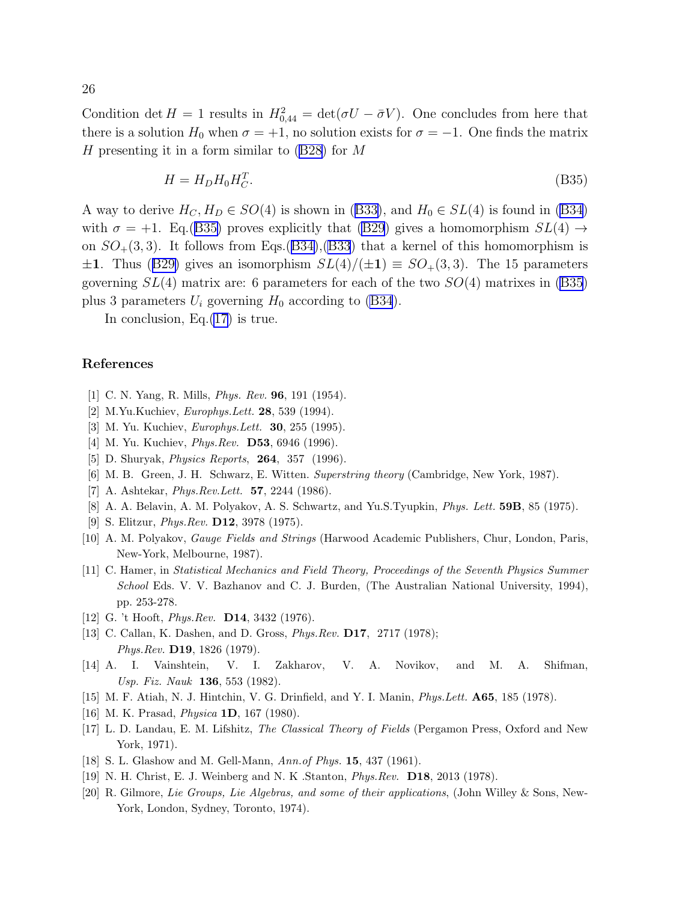Condition $\det H = 1$ results in $H_{0,44}^2 = \det(\sigma U - \bar{\sigma} V)$. One concludes from here that there is a solution $H_0$ when $\sigma = +1$, no solution exists for $\sigma = -1$. One finds the matrix $H$ presenting it in a form similar to (B28) for $M$

$$H = H_D H_0 H_C^T. \tag{B35}$$

A way to derive $H_C, H_D \in SO(4)$ is shown in (B33), and $H_0 \in SL(4)$ is found in (B34) with $\sigma = +1$. Eq.(B35) proves explicitly that (B29) gives a homomorphism $SL(4) \to$ on $SO_+(3,3)$. It follows from Eqs.(B34),(B33) that a kernel of this homomorphism is $\pm\mathbf{1}$. Thus (B29) gives an isomorphism $SL(4)/(\pm\mathbf{1}) \equiv SO_+(3,3)$. The 15 parameters governing $SL(4)$ matrix are: 6 parameters for each of the two $SO(4)$ matrixes in (B35) plus 3 parameters $U_i$ governing $H_0$ according to (B34).

In conclusion, Eq.(17) is true.

## References

[1] C. N. Yang, R. Mills, *Phys. Rev.* **96**, 191 (1954).

[2] M.Yu.Kuchiev, *Europhys.Lett.* **28**, 539 (1994).

[3] M. Yu. Kuchiev, *Europhys.Lett.* **30**, 255 (1995).

[4] M. Yu. Kuchiev, *Phys.Rev.* **D53**, 6946 (1996).

[5] D. Shuryak, *Physics Reports*, **264**, 357 (1996).

[6] M. B. Green, J. H. Schwarz, E. Witten. *Superstring theory* (Cambridge, New York, 1987).

[7] A. Ashtekar, *Phys.Rev.Lett.* **57**, 2244 (1986).

[8] A. A. Belavin, A. M. Polyakov, A. S. Schwartz, and Yu.S.Tyupkin, *Phys. Lett.* **59B**, 85 (1975).

[9] S. Elitzur, *Phys.Rev.* **D12**, 3978 (1975).

[10] A. M. Polyakov, *Gauge Fields and Strings* (Harwood Academic Publishers, Chur, London, Paris, New-York, Melbourne, 1987).

[11] C. Hamer, in *Statistical Mechanics and Field Theory, Proceedings of the Seventh Physics Summer School* Eds. V. V. Bazhanov and C. J. Burden, (The Australian National University, 1994), pp. 253-278.

[12] G. 't Hooft, *Phys.Rev.* **D14**, 3432 (1976).

[13] C. Callan, K. Dashen, and D. Gross, *Phys.Rev.* **D17**, 2717 (1978); *Phys.Rev.* **D19**, 1826 (1979).

[14] A. I. Vainshtein, V. I. Zakharov, V. A. Novikov, and M. A. Shifman, *Usp. Fiz. Nauk* **136**, 553 (1982).

[15] M. F. Atiah, N. J. Hintchin, V. G. Drinfield, and Y. I. Manin, *Phys.Lett.* **A65**, 185 (1978).

[16] M. K. Prasad, *Physica* **1D**, 167 (1980).

[17] L. D. Landau, E. M. Lifshitz, *The Classical Theory of Fields* (Pergamon Press, Oxford and New York, 1971).

[18] S. L. Glashow and M. Gell-Mann, *Ann.of Phys.* **15**, 437 (1961).

[19] N. H. Christ, E. J. Weinberg and N. K .Stanton, *Phys.Rev.* **D18**, 2013 (1978).

[20] R. Gilmore, *Lie Groups, Lie Algebras, and some of their applications*, (John Willey & Sons, New-York, London, Sydney, Toronto, 1974).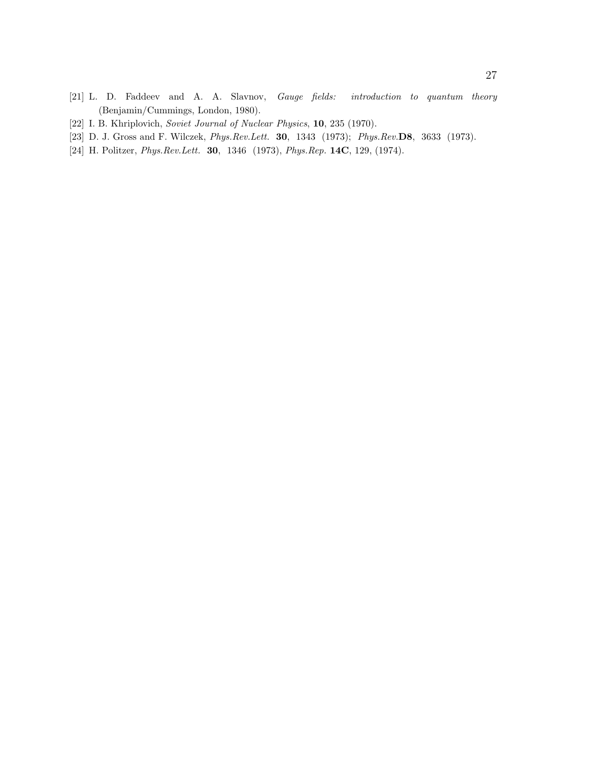[21] L. D. Faddeev and A. A. Slavnov, *Gauge fields: introduction to quantum theory* (Benjamin/Cummings, London, 1980).

[22] I. B. Khriplovich, *Soviet Journal of Nuclear Physics*, **10**, 235 (1970).

[23] D. J. Gross and F. Wilczek, *Phys.Rev.Lett.* **30**, 1343 (1973); *Phys.Rev.***D8**, 3633 (1973).

[24] H. Politzer, *Phys.Rev.Lett.* **30**, 1346 (1973), *Phys.Rep.* **14C**, 129, (1974).